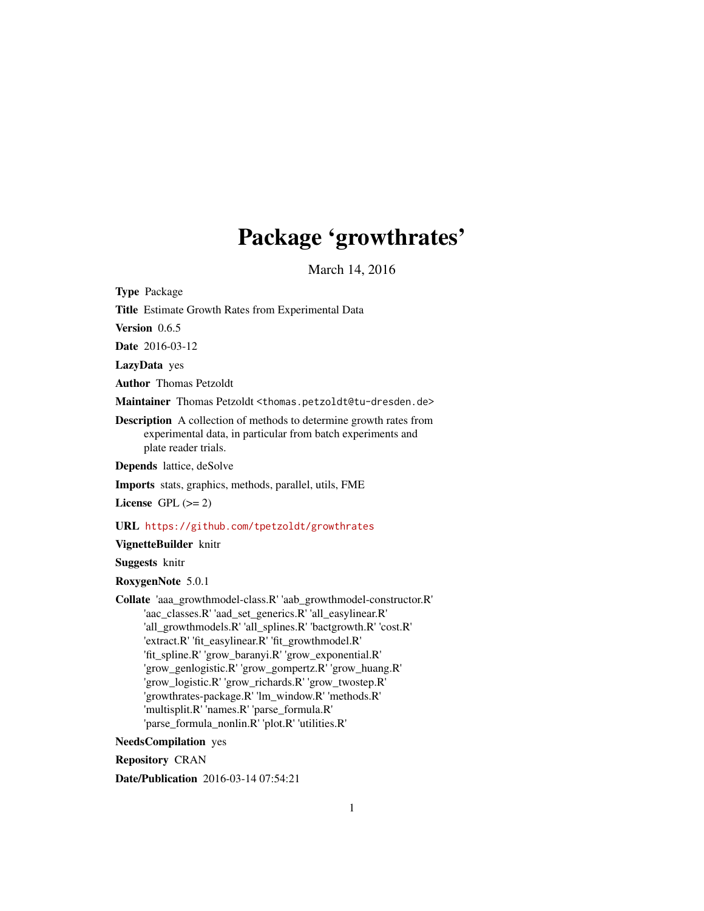# Package 'growthrates'

March 14, 2016

**Type** Package

**Title** Estimate Growth Rates from Experimental Data

**Version** 0.6.5

**Date** 2016-03-12

**LazyData** yes

**Author** Thomas Petzoldt

**Maintainer** Thomas Petzoldt <thomas.petzoldt@tu-dresden.de>

**Description** A collection of methods to determine growth rates from experimental data, in particular from batch experiments and plate reader trials.

**Depends** lattice, deSolve

**Imports** stats, graphics, methods, parallel, utils, FME

**License** GPL (>= 2)

**URL** https://github.com/tpetzoldt/growthrates

**VignetteBuilder** knitr

**Suggests** knitr

**RoxygenNote** 5.0.1

**Collate** 'aaa_growthmodel-class.R' 'aab_growthmodel-constructor.R' 'aac_classes.R' 'aad_set_generics.R' 'all_easylinear.R' 'all_growthmodels.R' 'all_splines.R' 'bactgrowth.R' 'cost.R' 'extract.R' 'fit_easylinear.R' 'fit_growthmodel.R' 'fit_spline.R' 'grow_baranyi.R' 'grow_exponential.R' 'grow_genlogistic.R' 'grow_gompertz.R' 'grow_huang.R' 'grow_logistic.R' 'grow_richards.R' 'grow_twostep.R' 'growthrates-package.R' 'lm_window.R' 'methods.R' 'multisplit.R' 'names.R' 'parse_formula.R' 'parse_formula_nonlin.R' 'plot.R' 'utilities.R'

**NeedsCompilation** yes

**Repository** CRAN

**Date/Publication** 2016-03-14 07:54:21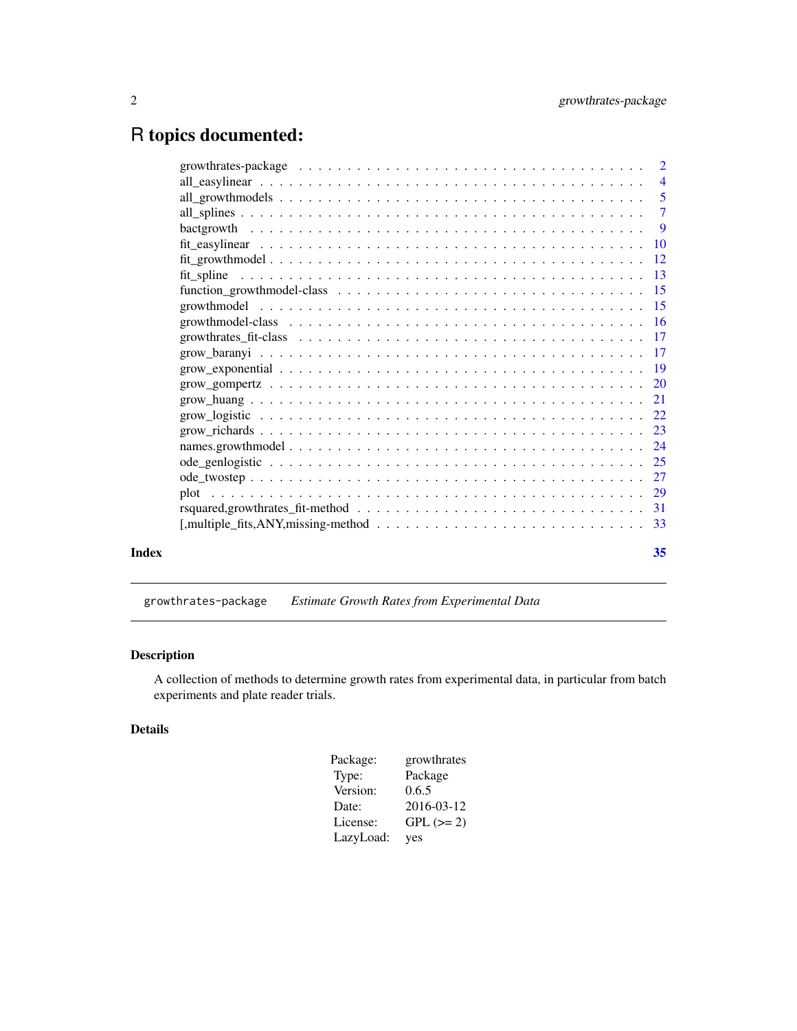# R topics documented:

| | |
|---|---|
| growthrates-package | 2 |
| all_easylinear | 4 |
| all_growthmodels | 5 |
| all_splines | 7 |
| bactgrowth | 9 |
| fit_easylinear | 10 |
| fit_growthmodel | 12 |
| fit_spline | 13 |
| function_growthmodel-class | 15 |
| growthmodel | 15 |
| growthmodel-class | 16 |
| growthrates_fit-class | 17 |
| grow_baranyi | 17 |
| grow_exponential | 19 |
| grow_gompertz | 20 |
| grow_huang | 21 |
| grow_logistic | 22 |
| grow_richards | 23 |
| names.growthmodel | 24 |
| ode_genlogistic | 25 |
| ode_twostep | 27 |
| plot | 29 |
| rsquared,growthrates_fit-method | 31 |
| [,multiple_fits,ANY,missing-method | 33 |

**Index** **35**

---

growthrates-package *Estimate Growth Rates from Experimental Data*

---

### Description

A collection of methods to determine growth rates from experimental data, in particular from batch experiments and plate reader trials.

### Details

| | |
|---|---|
| Package: | growthrates |
| Type: | Package |
| Version: | 0.6.5 |
| Date: | 2016-03-12 |
| License: | GPL (>= 2) |
| LazyLoad: | yes |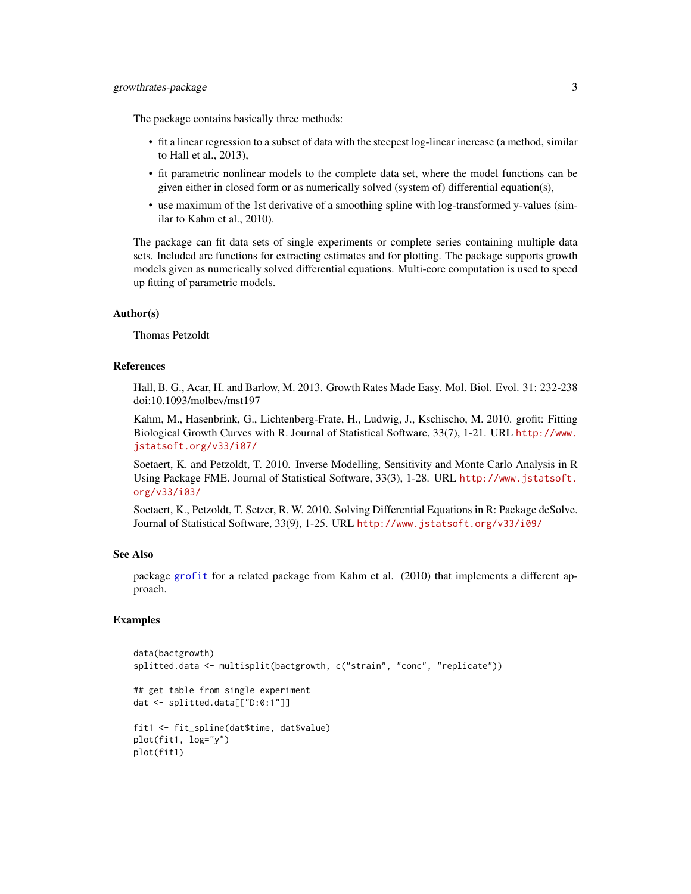The package contains basically three methods:

- fit a linear regression to a subset of data with the steepest log-linear increase (a method, similar to Hall et al., 2013),
- fit parametric nonlinear models to the complete data set, where the model functions can be given either in closed form or as numerically solved (system of) differential equation(s),
- use maximum of the 1st derivative of a smoothing spline with log-transformed y-values (similar to Kahm et al., 2010).

The package can fit data sets of single experiments or complete series containing multiple data sets. Included are functions for extracting estimates and for plotting. The package supports growth models given as numerically solved differential equations. Multi-core computation is used to speed up fitting of parametric models.

## Author(s)

Thomas Petzoldt

## References

Hall, B. G., Acar, H. and Barlow, M. 2013. Growth Rates Made Easy. Mol. Biol. Evol. 31: 232-238 doi:10.1093/molbev/mst197

Kahm, M., Hasenbrink, G., Lichtenberg-Frate, H., Ludwig, J., Kschischo, M. 2010. grofit: Fitting Biological Growth Curves with R. Journal of Statistical Software, 33(7), 1-21. URL http://www.jstatsoft.org/v33/i07/

Soetaert, K. and Petzoldt, T. 2010. Inverse Modelling, Sensitivity and Monte Carlo Analysis in R Using Package FME. Journal of Statistical Software, 33(3), 1-28. URL http://www.jstatsoft.org/v33/i03/

Soetaert, K., Petzoldt, T. Setzer, R. W. 2010. Solving Differential Equations in R: Package deSolve. Journal of Statistical Software, 33(9), 1-25. URL http://www.jstatsoft.org/v33/i09/

## See Also

package grofit for a related package from Kahm et al. (2010) that implements a different approach.

## Examples

```
data(bactgrowth)
splitted.data <- multisplit(bactgrowth, c("strain", "conc", "replicate"))

## get table from single experiment
dat <- splitted.data[["D:0:1"]]

fit1 <- fit_spline(dat$time, dat$value)
plot(fit1, log="y")
plot(fit1)
```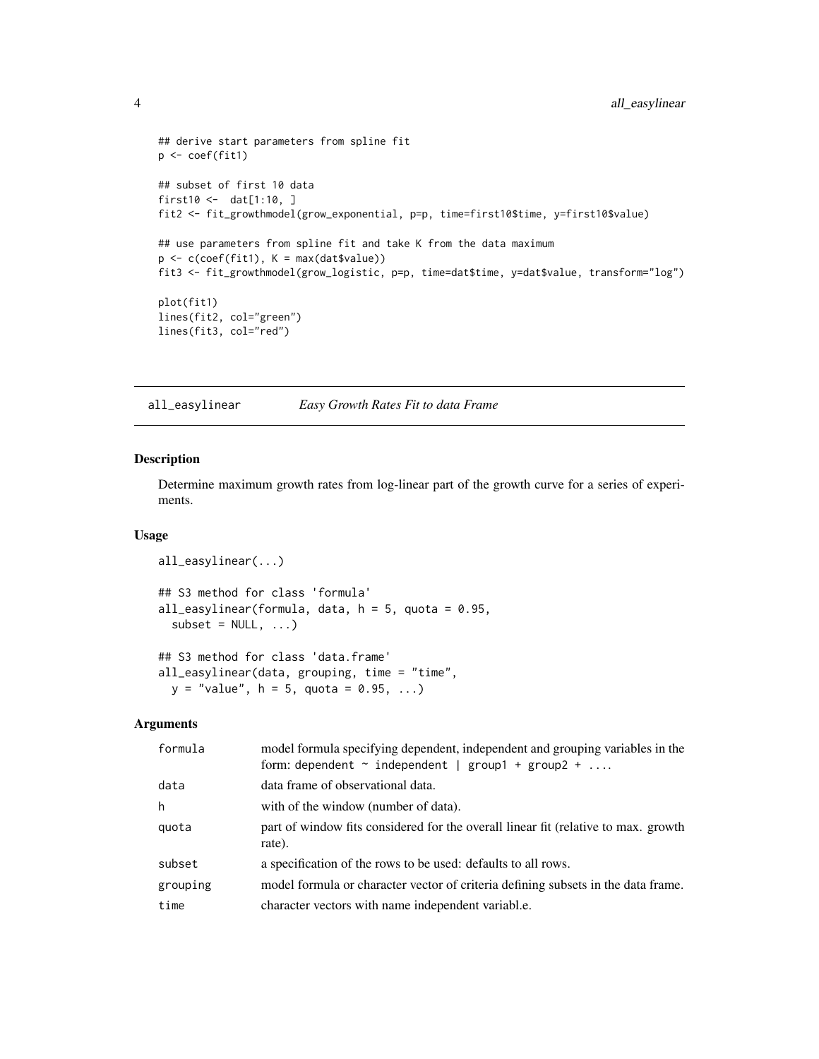```
## derive start parameters from spline fit
p <- coef(fit1)

## subset of first 10 data
first10 <-  dat[1:10, ]
fit2 <- fit_growthmodel(grow_exponential, p=p, time=first10$time, y=first10$value)

## use parameters from spline fit and take K from the data maximum
p <- c(coef(fit1), K = max(dat$value))
fit3 <- fit_growthmodel(grow_logistic, p=p, time=dat$time, y=dat$value, transform="log")

plot(fit1)
lines(fit2, col="green")
lines(fit3, col="red")
```

---

## all_easylinear *Easy Growth Rates Fit to data Frame*

---

### Description

Determine maximum growth rates from log-linear part of the growth curve for a series of experiments.

### Usage

```
all_easylinear(...)

## S3 method for class 'formula'
all_easylinear(formula, data, h = 5, quota = 0.95,
  subset = NULL, ...)

## S3 method for class 'data.frame'
all_easylinear(data, grouping, time = "time",
  y = "value", h = 5, quota = 0.95, ...)
```

### Arguments

| | |
|---|---|
| `formula` | model formula specifying dependent, independent and grouping variables in the form: `dependent ~ independent | group1 + group2 + ...`. |
| `data` | data frame of observational data. |
| `h` | with of the window (number of data). |
| `quota` | part of window fits considered for the overall linear fit (relative to max. growth rate). |
| `subset` | a specification of the rows to be used: defaults to all rows. |
| `grouping` | model formula or character vector of criteria defining subsets in the data frame. |
| `time` | character vectors with name independent variabl.e. |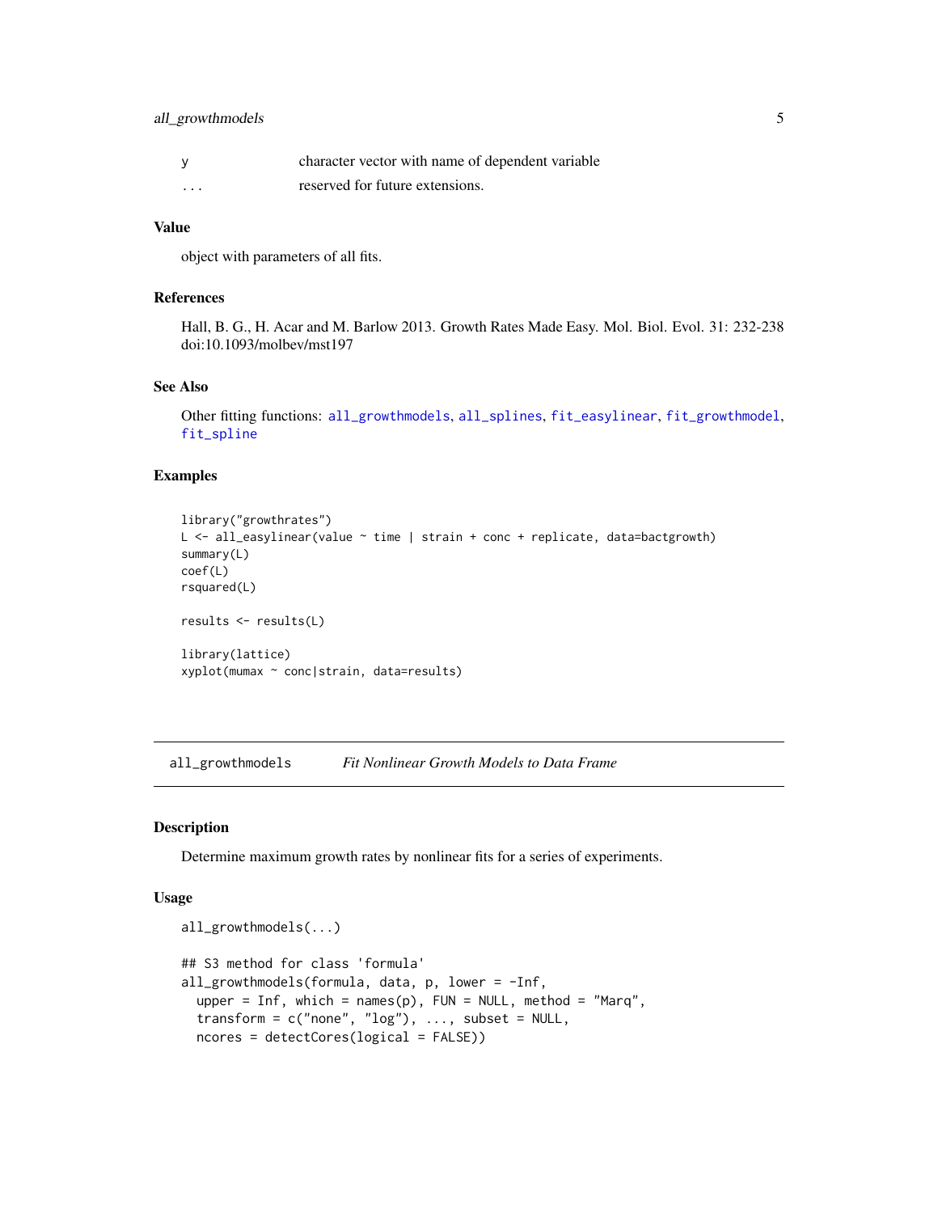| | |
|---|---|
| y | character vector with name of dependent variable |
| ... | reserved for future extensions. |

### Value

object with parameters of all fits.

### References

Hall, B. G., H. Acar and M. Barlow 2013. Growth Rates Made Easy. Mol. Biol. Evol. 31: 232-238 doi:10.1093/molbev/mst197

### See Also

Other fitting functions: all_growthmodels, all_splines, fit_easylinear, fit_growthmodel, fit_spline

### Examples

```
library("growthrates")
L <- all_easylinear(value ~ time | strain + conc + replicate, data=bactgrowth)
summary(L)
coef(L)
rsquared(L)

results <- results(L)

library(lattice)
xyplot(mumax ~ conc|strain, data=results)
```

---

## all_growthmodels    *Fit Nonlinear Growth Models to Data Frame*

### Description

Determine maximum growth rates by nonlinear fits for a series of experiments.

### Usage

```
all_growthmodels(...)

## S3 method for class 'formula'
all_growthmodels(formula, data, p, lower = -Inf,
  upper = Inf, which = names(p), FUN = NULL, method = "Marq",
  transform = c("none", "log"), ..., subset = NULL,
  ncores = detectCores(logical = FALSE))
```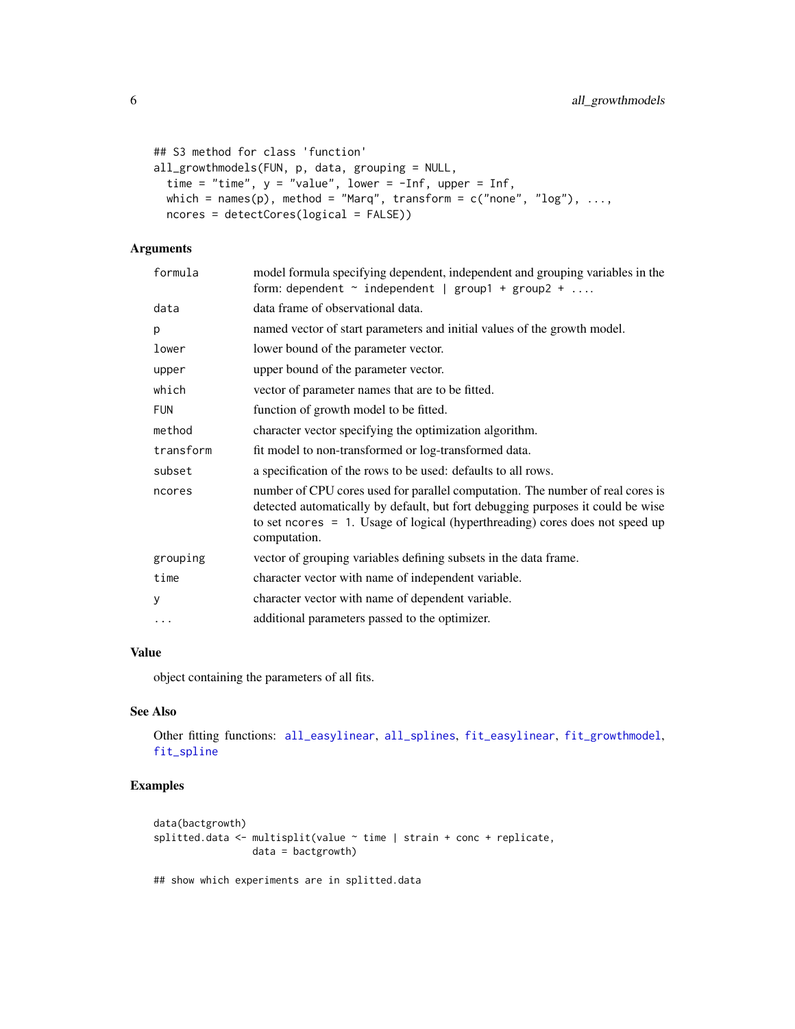```
## S3 method for class 'function'
all_growthmodels(FUN, p, data, grouping = NULL,
  time = "time", y = "value", lower = -Inf, upper = Inf,
  which = names(p), method = "Marq", transform = c("none", "log"), ...,
  ncores = detectCores(logical = FALSE))
```

## Arguments

| | |
|---|---|
| `formula` | model formula specifying dependent, independent and grouping variables in the form: `dependent ~ independent | group1 + group2 + ....` |
| `data` | data frame of observational data. |
| `p` | named vector of start parameters and initial values of the growth model. |
| `lower` | lower bound of the parameter vector. |
| `upper` | upper bound of the parameter vector. |
| `which` | vector of parameter names that are to be fitted. |
| `FUN` | function of growth model to be fitted. |
| `method` | character vector specifying the optimization algorithm. |
| `transform` | fit model to non-transformed or log-transformed data. |
| `subset` | a specification of the rows to be used: defaults to all rows. |
| `ncores` | number of CPU cores used for parallel computation. The number of real cores is detected automatically by default, but fort debugging purposes it could be wise to set `ncores = 1`. Usage of logical (hyperthreading) cores does not speed up computation. |
| `grouping` | vector of grouping variables defining subsets in the data frame. |
| `time` | character vector with name of independent variable. |
| `y` | character vector with name of dependent variable. |
| `...` | additional parameters passed to the optimizer. |

## Value

object containing the parameters of all fits.

## See Also

Other fitting functions: `all_easylinear`, `all_splines`, `fit_easylinear`, `fit_growthmodel`, `fit_spline`

## Examples

```
data(bactgrowth)
splitted.data <- multisplit(value ~ time | strain + conc + replicate,
                  data = bactgrowth)

## show which experiments are in splitted.data
```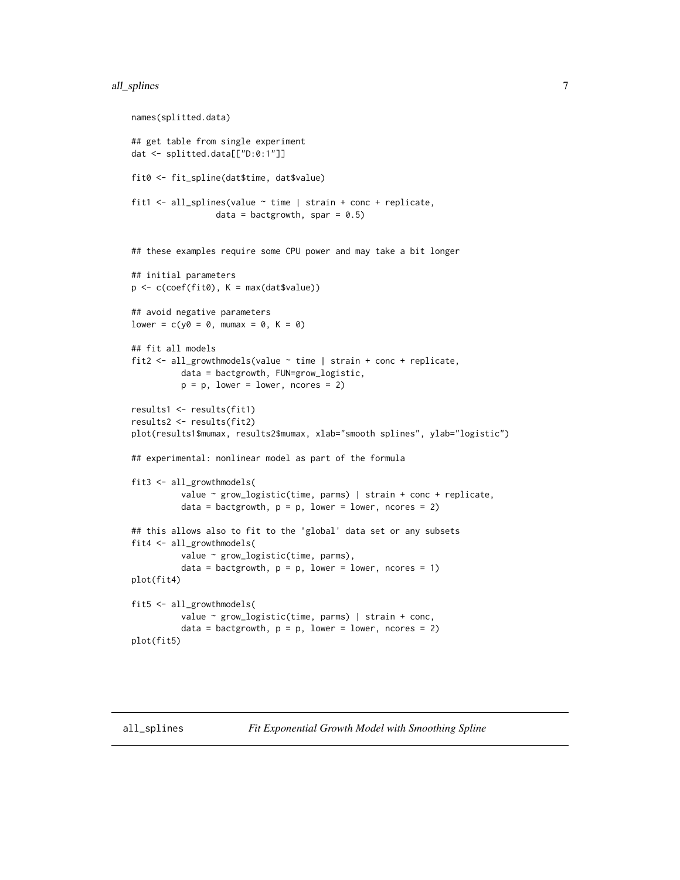```
names(splitted.data)

## get table from single experiment
dat <- splitted.data[["D:0:1"]]

fit0 <- fit_spline(dat$time, dat$value)

fit1 <- all_splines(value ~ time | strain + conc + replicate,
                data = bactgrowth, spar = 0.5)


## these examples require some CPU power and may take a bit longer

## initial parameters
p <- c(coef(fit0), K = max(dat$value))

## avoid negative parameters
lower = c(y0 = 0, mumax = 0, K = 0)

## fit all models
fit2 <- all_growthmodels(value ~ time | strain + conc + replicate,
          data = bactgrowth, FUN=grow_logistic,
          p = p, lower = lower, ncores = 2)

results1 <- results(fit1)
results2 <- results(fit2)
plot(results1$mumax, results2$mumax, xlab="smooth splines", ylab="logistic")

## experimental: nonlinear model as part of the formula

fit3 <- all_growthmodels(
          value ~ grow_logistic(time, parms) | strain + conc + replicate,
          data = bactgrowth, p = p, lower = lower, ncores = 2)

## this allows also to fit to the 'global' data set or any subsets
fit4 <- all_growthmodels(
          value ~ grow_logistic(time, parms),
          data = bactgrowth, p = p, lower = lower, ncores = 1)
plot(fit4)

fit5 <- all_growthmodels(
          value ~ grow_logistic(time, parms) | strain + conc,
          data = bactgrowth, p = p, lower = lower, ncores = 2)
plot(fit5)
```

## all_splines *Fit Exponential Growth Model with Smoothing Spline*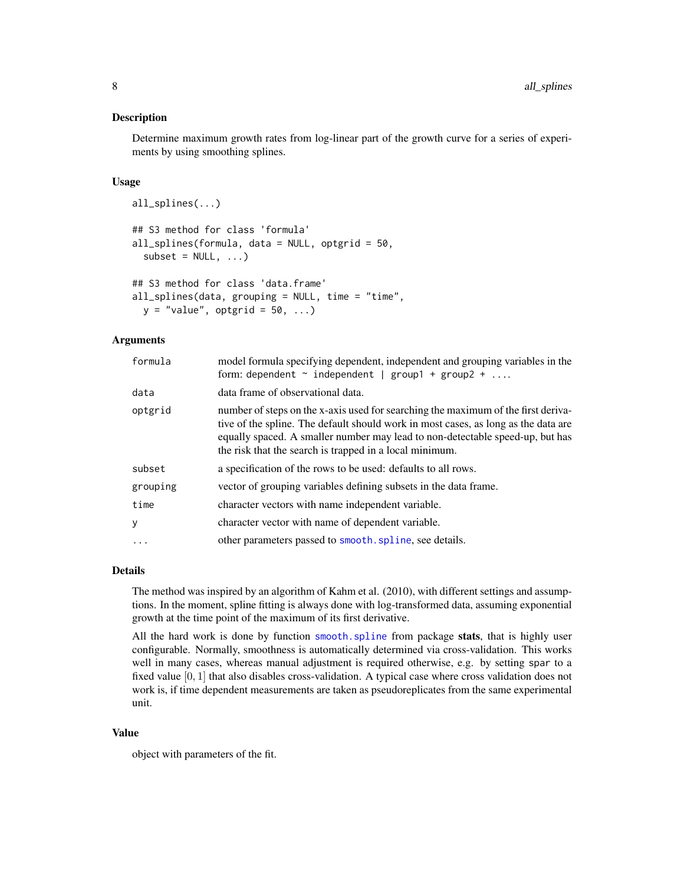## Description

Determine maximum growth rates from log-linear part of the growth curve for a series of experiments by using smoothing splines.

## Usage

```
all_splines(...)

## S3 method for class 'formula'
all_splines(formula, data = NULL, optgrid = 50,
  subset = NULL, ...)

## S3 method for class 'data.frame'
all_splines(data, grouping = NULL, time = "time",
  y = "value", optgrid = 50, ...)
```

## Arguments

| | |
|---|---|
| `formula` | model formula specifying dependent, independent and grouping variables in the form: `dependent ~ independent \| group1 + group2 + ...`. |
| `data` | data frame of observational data. |
| `optgrid` | number of steps on the x-axis used for searching the maximum of the first derivative of the spline. The default should work in most cases, as long as the data are equally spaced. A smaller number may lead to non-detectable speed-up, but has the risk that the search is trapped in a local minimum. |
| `subset` | a specification of the rows to be used: defaults to all rows. |
| `grouping` | vector of grouping variables defining subsets in the data frame. |
| `time` | character vectors with name independent variable. |
| `y` | character vector with name of dependent variable. |
| `...` | other parameters passed to `smooth.spline`, see details. |

## Details

The method was inspired by an algorithm of Kahm et al. (2010), with different settings and assumptions. In the moment, spline fitting is always done with log-transformed data, assuming exponential growth at the time point of the maximum of its first derivative.

All the hard work is done by function `smooth.spline` from package **stats**, that is highly user configurable. Normally, smoothness is automatically determined via cross-validation. This works well in many cases, whereas manual adjustment is required otherwise, e.g. by setting `spar` to a fixed value $[0, 1]$ that also disables cross-validation. A typical case where cross validation does not work is, if time dependent measurements are taken as pseudoreplicates from the same experimental unit.

## Value

object with parameters of the fit.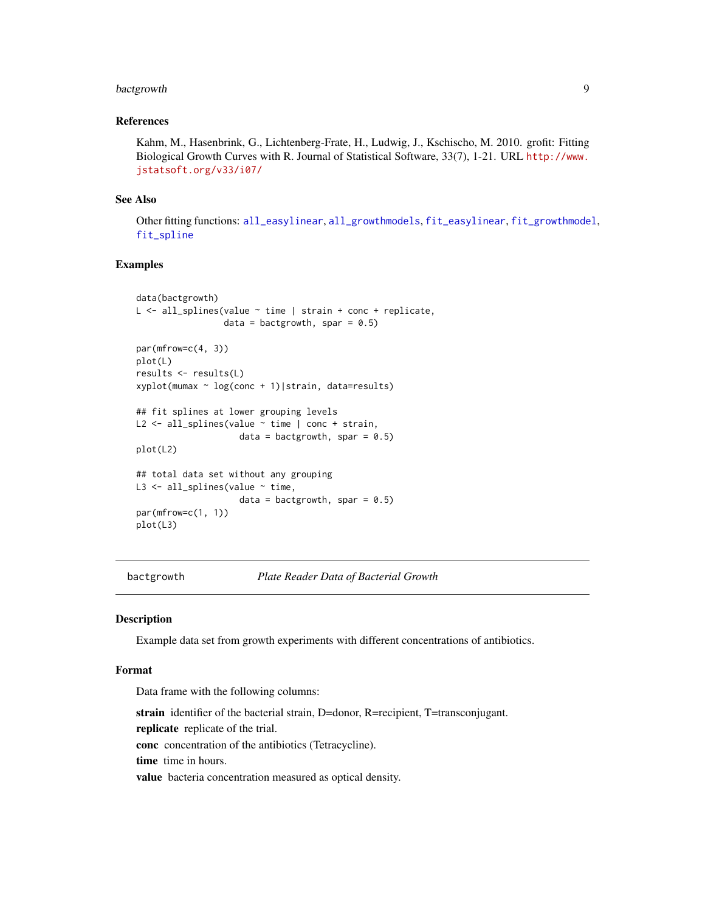### References

Kahm, M., Hasenbrink, G., Lichtenberg-Frate, H., Ludwig, J., Kschischo, M. 2010. grofit: Fitting Biological Growth Curves with R. Journal of Statistical Software, 33(7), 1-21. URL http://www.jstatsoft.org/v33/i07/

### See Also

Other fitting functions: all_easylinear, all_growthmodels, fit_easylinear, fit_growthmodel, fit_spline

### Examples

```
data(bactgrowth)
L <- all_splines(value ~ time | strain + conc + replicate,
                 data = bactgrowth, spar = 0.5)

par(mfrow=c(4, 3))
plot(L)
results <- results(L)
xyplot(mumax ~ log(conc + 1)|strain, data=results)

## fit splines at lower grouping levels
L2 <- all_splines(value ~ time | conc + strain,
                  data = bactgrowth, spar = 0.5)
plot(L2)

## total data set without any grouping
L3 <- all_splines(value ~ time,
                  data = bactgrowth, spar = 0.5)
par(mfrow=c(1, 1))
plot(L3)
```

---

## bactgrowth — *Plate Reader Data of Bacterial Growth*

---

### Description

Example data set from growth experiments with different concentrations of antibiotics.

### Format

Data frame with the following columns:

**strain** identifier of the bacterial strain, D=donor, R=recipient, T=transconjugant.

**replicate** replicate of the trial.

**conc** concentration of the antibiotics (Tetracycline).

**time** time in hours.

**value** bacteria concentration measured as optical density.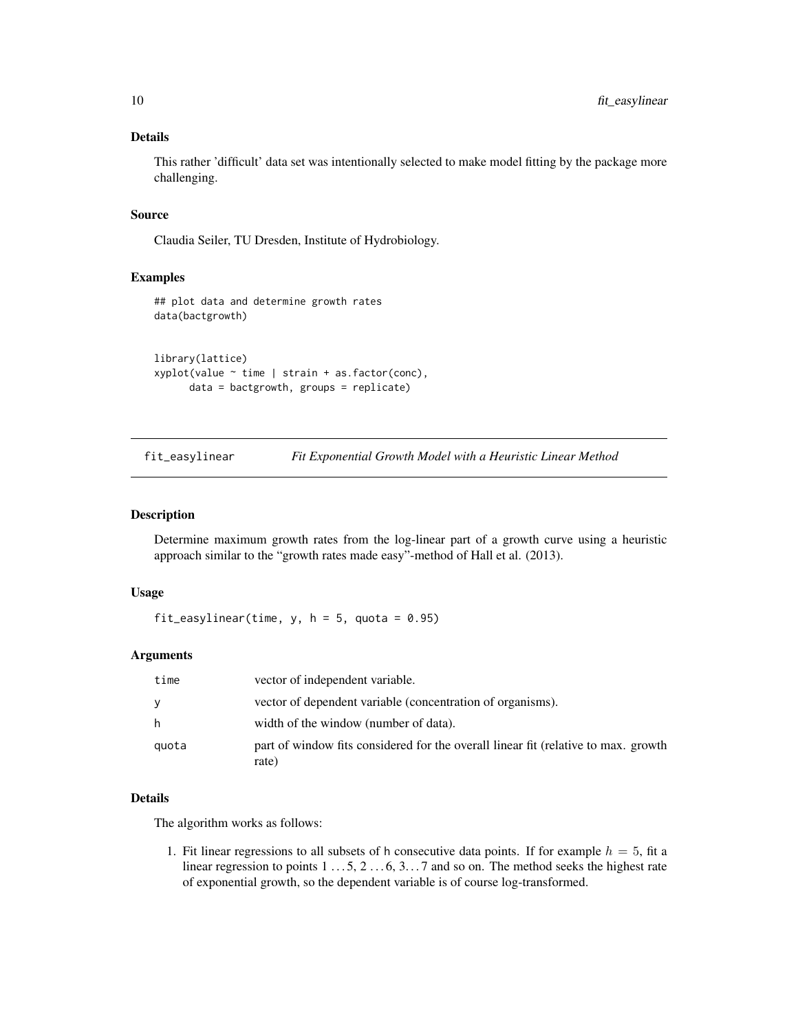### Details

This rather 'difficult' data set was intentionally selected to make model fitting by the package more challenging.

### Source

Claudia Seiler, TU Dresden, Institute of Hydrobiology.

### Examples

```
## plot data and determine growth rates
data(bactgrowth)


library(lattice)
xyplot(value ~ time | strain + as.factor(conc),
       data = bactgrowth, groups = replicate)
```

---

## fit_easylinear — *Fit Exponential Growth Model with a Heuristic Linear Method*

---

### Description

Determine maximum growth rates from the log-linear part of a growth curve using a heuristic approach similar to the "growth rates made easy"-method of Hall et al. (2013).

### Usage

```
fit_easylinear(time, y, h = 5, quota = 0.95)
```

### Arguments

| | |
|---|---|
| time | vector of independent variable. |
| y | vector of dependent variable (concentration of organisms). |
| h | width of the window (number of data). |
| quota | part of window fits considered for the overall linear fit (relative to max. growth rate) |

### Details

The algorithm works as follows:

1. Fit linear regressions to all subsets of h consecutive data points. If for example $h = 5$, fit a linear regression to points $1 \dots 5$, $2 \dots 6$, $3 \dots 7$ and so on. The method seeks the highest rate of exponential growth, so the dependent variable is of course log-transformed.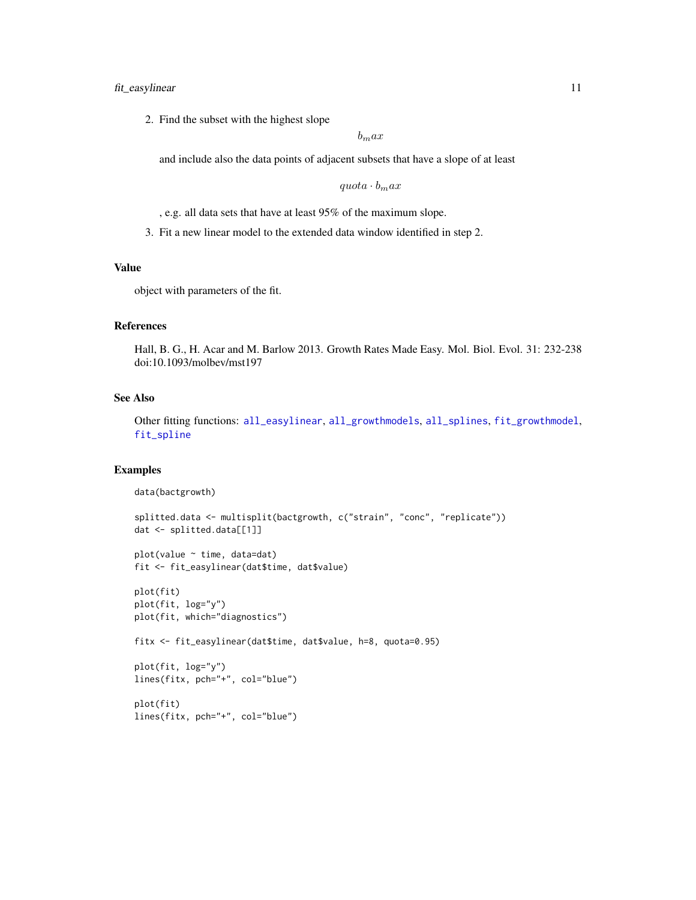2. Find the subset with the highest slope

   $$b_max$$

   and include also the data points of adjacent subsets that have a slope of at least

   $$quota \cdot b_max$$

   , e.g. all data sets that have at least 95% of the maximum slope.

3. Fit a new linear model to the extended data window identified in step 2.

## Value

object with parameters of the fit.

## References

Hall, B. G., H. Acar and M. Barlow 2013. Growth Rates Made Easy. Mol. Biol. Evol. 31: 232-238 doi:10.1093/molbev/mst197

## See Also

Other fitting functions: all_easylinear, all_growthmodels, all_splines, fit_growthmodel, fit_spline

## Examples

```
data(bactgrowth)

splitted.data <- multisplit(bactgrowth, c("strain", "conc", "replicate"))
dat <- splitted.data[[1]]

plot(value ~ time, data=dat)
fit <- fit_easylinear(dat$time, dat$value)

plot(fit)
plot(fit, log="y")
plot(fit, which="diagnostics")

fitx <- fit_easylinear(dat$time, dat$value, h=8, quota=0.95)

plot(fit, log="y")
lines(fitx, pch="+", col="blue")

plot(fit)
lines(fitx, pch="+", col="blue")
```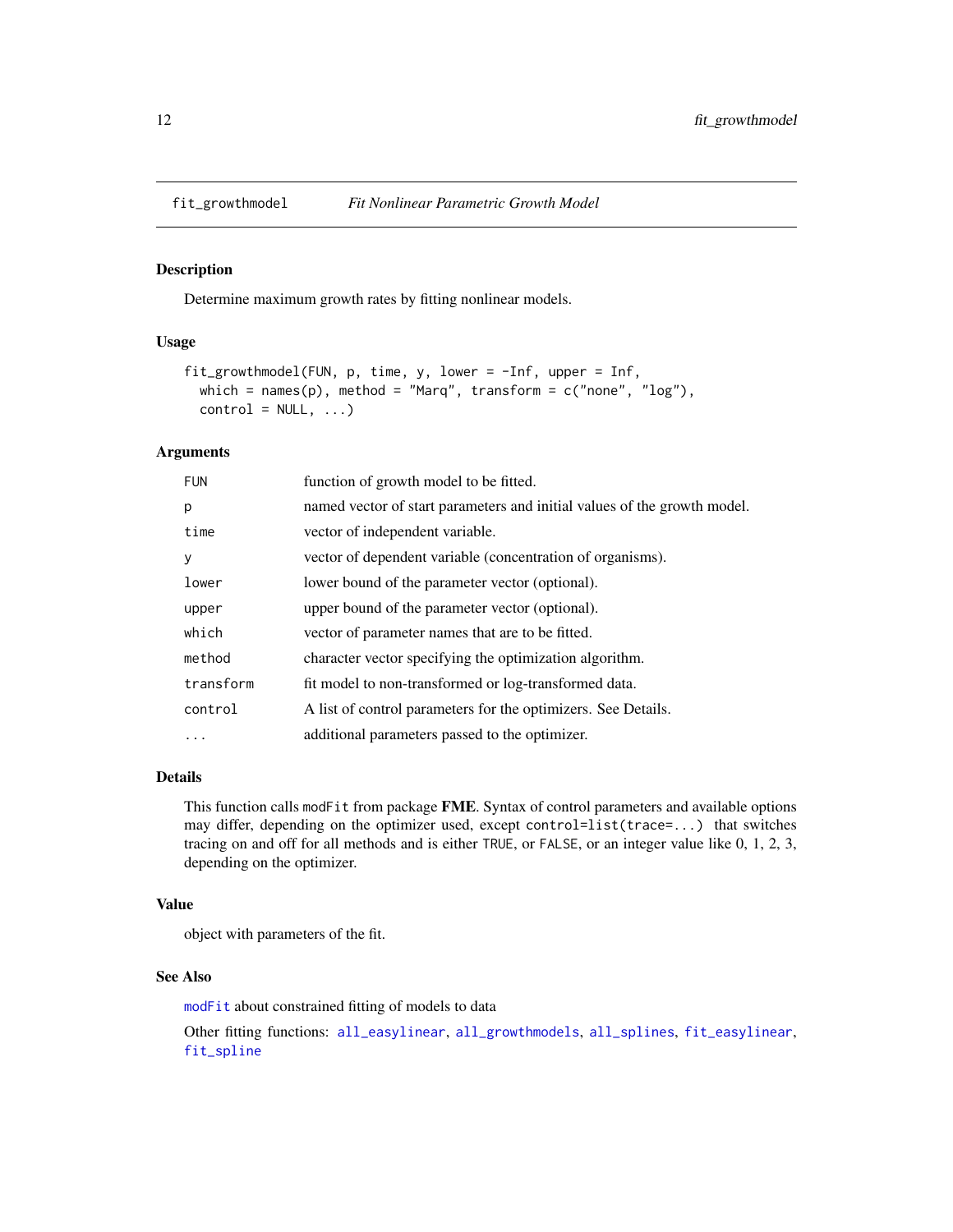## fit_growthmodel    *Fit Nonlinear Parametric Growth Model*

### Description

Determine maximum growth rates by fitting nonlinear models.

### Usage

```
fit_growthmodel(FUN, p, time, y, lower = -Inf, upper = Inf,
  which = names(p), method = "Marq", transform = c("none", "log"),
  control = NULL, ...)
```

### Arguments

| | |
|---|---|
| `FUN` | function of growth model to be fitted. |
| `p` | named vector of start parameters and initial values of the growth model. |
| `time` | vector of independent variable. |
| `y` | vector of dependent variable (concentration of organisms). |
| `lower` | lower bound of the parameter vector (optional). |
| `upper` | upper bound of the parameter vector (optional). |
| `which` | vector of parameter names that are to be fitted. |
| `method` | character vector specifying the optimization algorithm. |
| `transform` | fit model to non-transformed or log-transformed data. |
| `control` | A list of control parameters for the optimizers. See Details. |
| `...` | additional parameters passed to the optimizer. |

### Details

This function calls `modFit` from package **FME**. Syntax of control parameters and available options may differ, depending on the optimizer used, except `control=list(trace=...)` that switches tracing on and off for all methods and is either `TRUE`, or `FALSE`, or an integer value like 0, 1, 2, 3, depending on the optimizer.

### Value

object with parameters of the fit.

### See Also

`modFit` about constrained fitting of models to data

Other fitting functions: `all_easylinear`, `all_growthmodels`, `all_splines`, `fit_easylinear`, `fit_spline`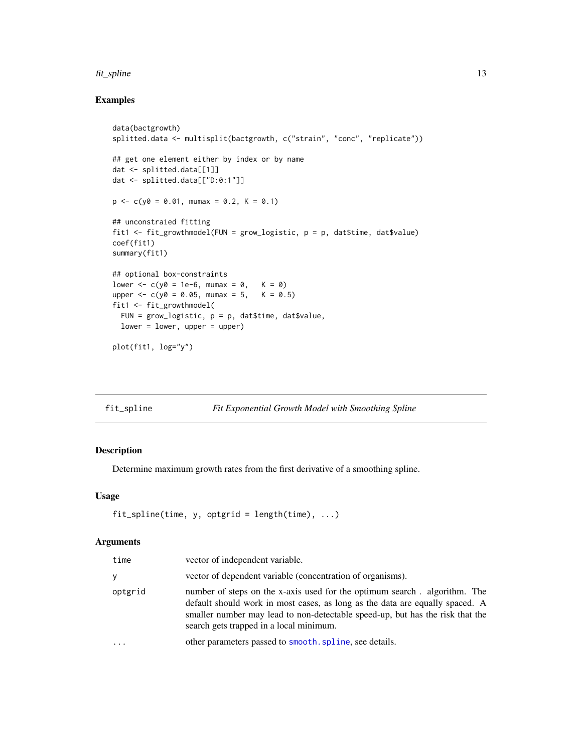## Examples

```
data(bactgrowth)
splitted.data <- multisplit(bactgrowth, c("strain", "conc", "replicate"))

## get one element either by index or by name
dat <- splitted.data[[1]]
dat <- splitted.data[["D:0:1"]]

p <- c(y0 = 0.01, mumax = 0.2, K = 0.1)

## unconstraied fitting
fit1 <- fit_growthmodel(FUN = grow_logistic, p = p, dat$time, dat$value)
coef(fit1)
summary(fit1)

## optional box-constraints
lower <- c(y0 = 1e-6, mumax = 0,   K = 0)
upper <- c(y0 = 0.05, mumax = 5,   K = 0.5)
fit1 <- fit_growthmodel(
  FUN = grow_logistic, p = p, dat$time, dat$value,
  lower = lower, upper = upper)

plot(fit1, log="y")
```

---

# fit_spline — *Fit Exponential Growth Model with Smoothing Spline*

---

## Description

Determine maximum growth rates from the first derivative of a smoothing spline.

## Usage

```
fit_spline(time, y, optgrid = length(time), ...)
```

## Arguments

| Argument | Description |
|---|---|
| `time` | vector of independent variable. |
| `y` | vector of dependent variable (concentration of organisms). |
| `optgrid` | number of steps on the x-axis used for the optimum search . algorithm. The default should work in most cases, as long as the data are equally spaced. A smaller number may lead to non-detectable speed-up, but has the risk that the search gets trapped in a local minimum. |
| `...` | other parameters passed to `smooth.spline`, see details. |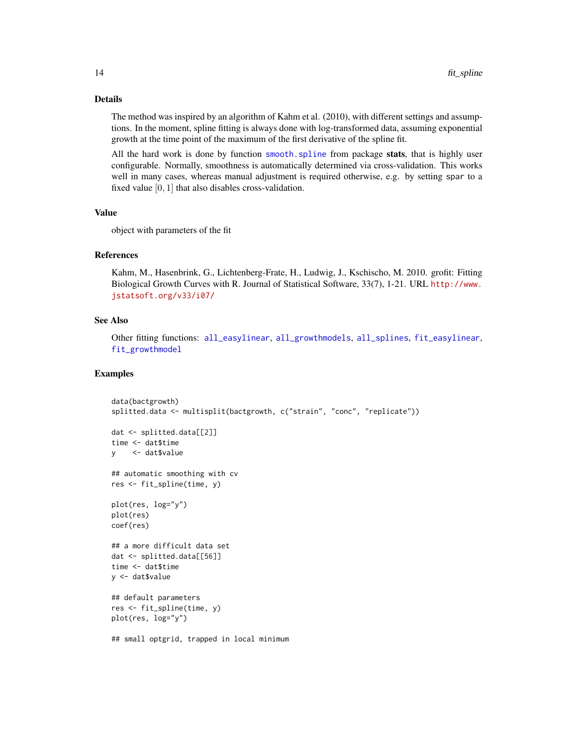## Details

The method was inspired by an algorithm of Kahm et al. (2010), with different settings and assumptions. In the moment, spline fitting is always done with log-transformed data, assuming exponential growth at the time point of the maximum of the first derivative of the spline fit.

All the hard work is done by function `smooth.spline` from package **stats**, that is highly user configurable. Normally, smoothness is automatically determined via cross-validation. This works well in many cases, whereas manual adjustment is required otherwise, e.g. by setting `spar` to a fixed value $[0, 1]$ that also disables cross-validation.

## Value

object with parameters of the fit

## References

Kahm, M., Hasenbrink, G., Lichtenberg-Frate, H., Ludwig, J., Kschischo, M. 2010. grofit: Fitting Biological Growth Curves with R. Journal of Statistical Software, 33(7), 1-21. URL http://www.jstatsoft.org/v33/i07/

## See Also

Other fitting functions: `all_easylinear`, `all_growthmodels`, `all_splines`, `fit_easylinear`, `fit_growthmodel`

## Examples

```
data(bactgrowth)
splitted.data <- multisplit(bactgrowth, c("strain", "conc", "replicate"))

dat <- splitted.data[[2]]
time <- dat$time
y    <- dat$value

## automatic smoothing with cv
res <- fit_spline(time, y)

plot(res, log="y")
plot(res)
coef(res)

## a more difficult data set
dat <- splitted.data[[56]]
time <- dat$time
y <- dat$value

## default parameters
res <- fit_spline(time, y)
plot(res, log="y")

## small optgrid, trapped in local minimum
```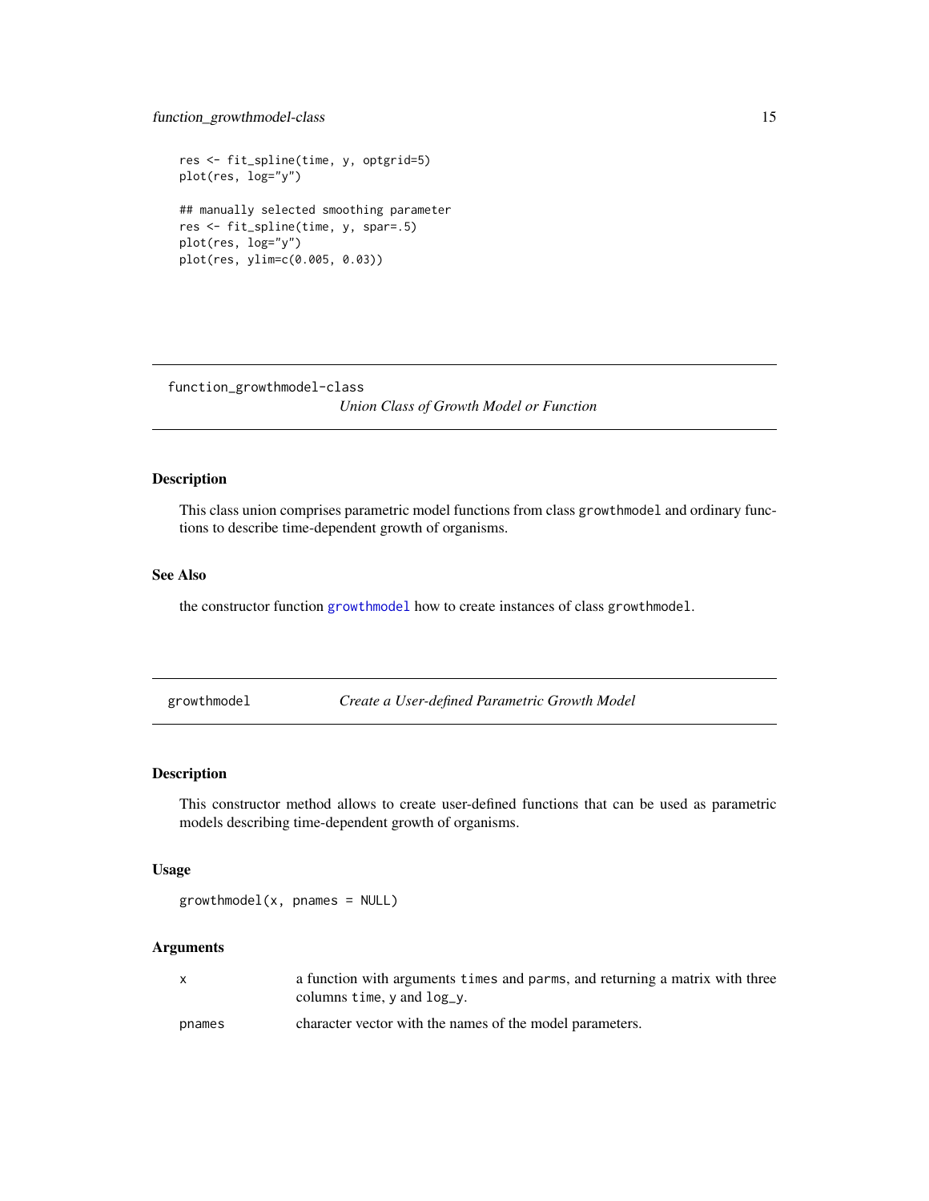```
res <- fit_spline(time, y, optgrid=5)
plot(res, log="y")

## manually selected smoothing parameter
res <- fit_spline(time, y, spar=.5)
plot(res, log="y")
plot(res, ylim=c(0.005, 0.03))
```

## function_growthmodel-class    *Union Class of Growth Model or Function*

### Description

This class union comprises parametric model functions from class `growthmodel` and ordinary functions to describe time-dependent growth of organisms.

### See Also

the constructor function `growthmodel` how to create instances of class `growthmodel`.

## growthmodel    *Create a User-defined Parametric Growth Model*

### Description

This constructor method allows to create user-defined functions that can be used as parametric models describing time-dependent growth of organisms.

### Usage

```
growthmodel(x, pnames = NULL)
```

### Arguments

| | |
|---|---|
| x | a function with arguments `times` and `parms`, and returning a matrix with three columns `time`, `y` and `log_y`. |
| pnames | character vector with the names of the model parameters. |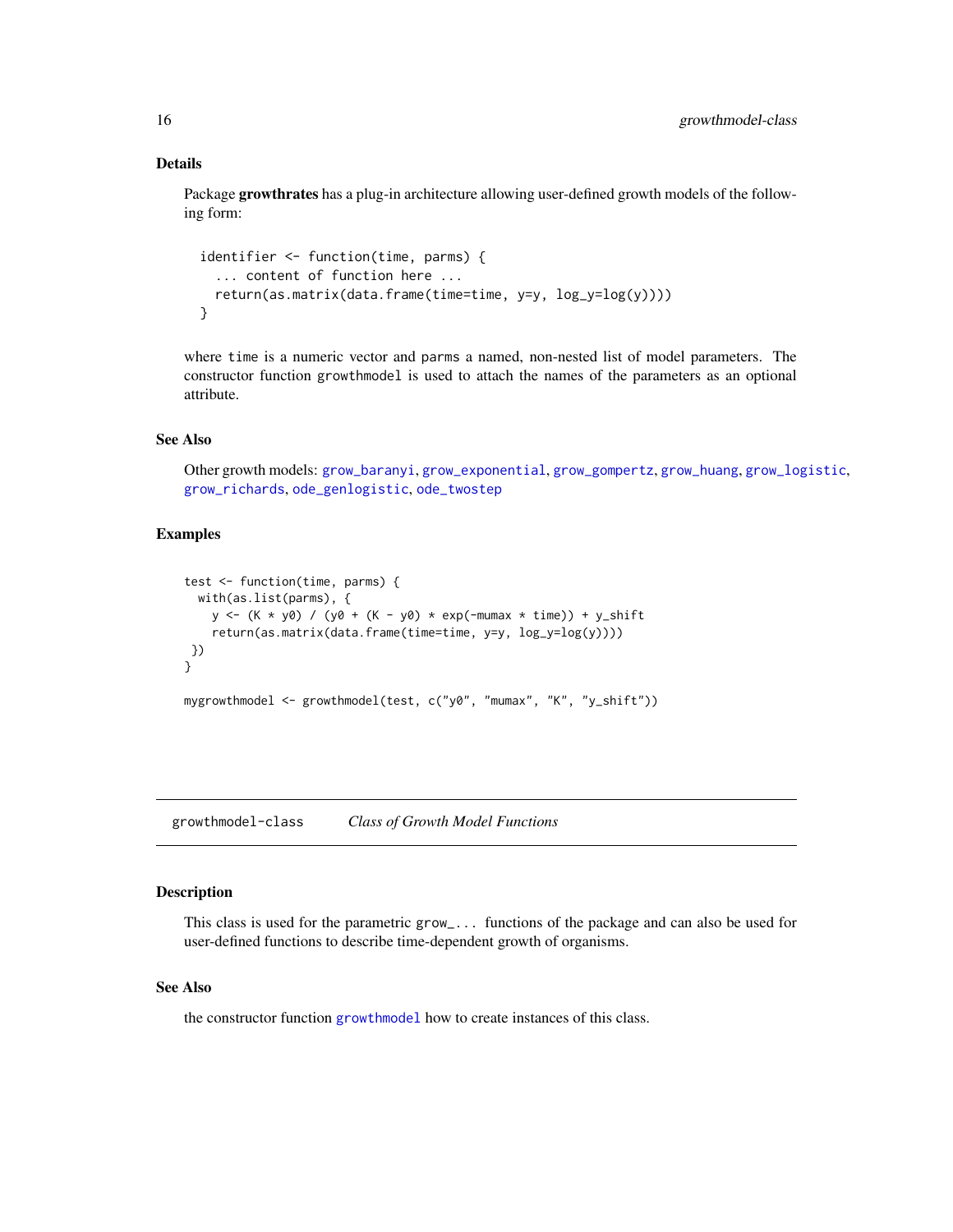### Details

Package **growthrates** has a plug-in architecture allowing user-defined growth models of the following form:

```
identifier <- function(time, parms) {
  ... content of function here ...
  return(as.matrix(data.frame(time=time, y=y, log_y=log(y))))
}
```

where `time` is a numeric vector and `parms` a named, non-nested list of model parameters. The constructor function `growthmodel` is used to attach the names of the parameters as an optional attribute.

### See Also

Other growth models: `grow_baranyi`, `grow_exponential`, `grow_gompertz`, `grow_huang`, `grow_logistic`, `grow_richards`, `ode_genlogistic`, `ode_twostep`

### Examples

```
test <- function(time, parms) {
  with(as.list(parms), {
    y <- (K * y0) / (y0 + (K - y0) * exp(-mumax * time)) + y_shift
    return(as.matrix(data.frame(time=time, y=y, log_y=log(y))))
 })
}

mygrowthmodel <- growthmodel(test, c("y0", "mumax", "K", "y_shift"))
```

---

## growthmodel-class *Class of Growth Model Functions*

---

### Description

This class is used for the parametric `grow_...` functions of the package and can also be used for user-defined functions to describe time-dependent growth of organisms.

### See Also

the constructor function `growthmodel` how to create instances of this class.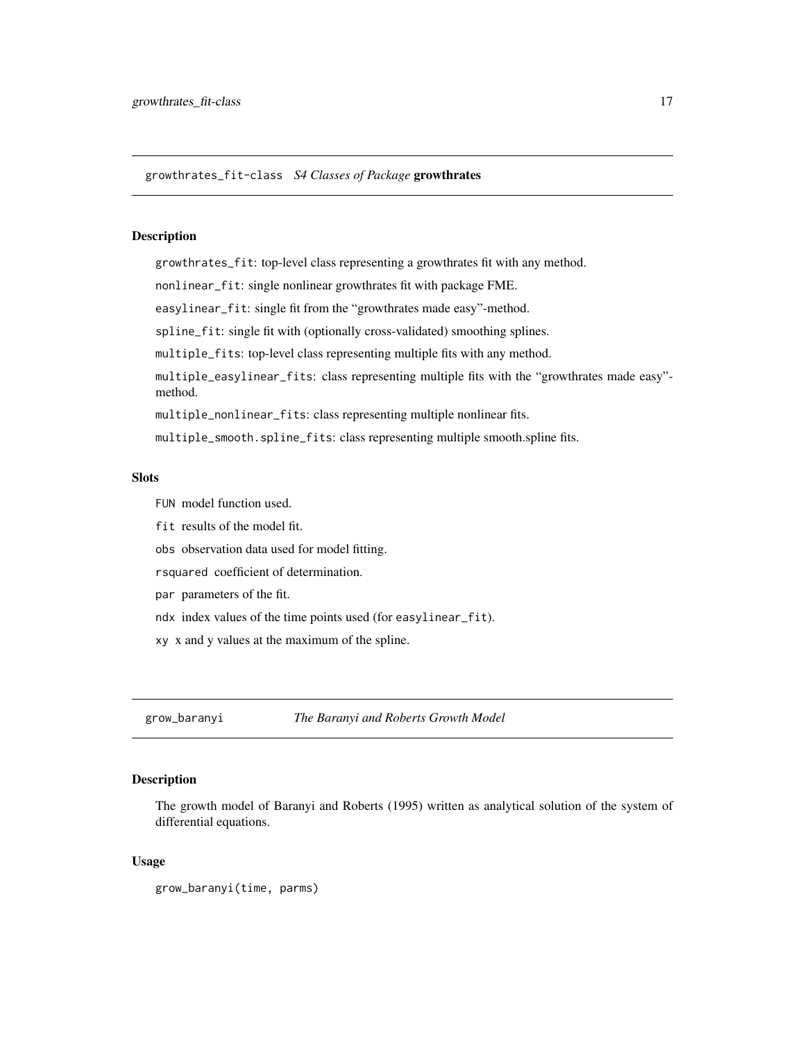## growthrates_fit-class *S4 Classes of Package* **growthrates**

### Description

`growthrates_fit`: top-level class representing a growthrates fit with any method.

`nonlinear_fit`: single nonlinear growthrates fit with package FME.

`easylinear_fit`: single fit from the "growthrates made easy"-method.

`spline_fit`: single fit with (optionally cross-validated) smoothing splines.

`multiple_fits`: top-level class representing multiple fits with any method.

`multiple_easylinear_fits`: class representing multiple fits with the "growthrates made easy"-method.

`multiple_nonlinear_fits`: class representing multiple nonlinear fits.

`multiple_smooth.spline_fits`: class representing multiple smooth.spline fits.

### Slots

- `FUN` model function used.
- `fit` results of the model fit.
- `obs` observation data used for model fitting.
- `rsquared` coefficient of determination.
- `par` parameters of the fit.
- `ndx` index values of the time points used (for `easylinear_fit`).
- `xy` x and y values at the maximum of the spline.

## grow_baranyi *The Baranyi and Roberts Growth Model*

### Description

The growth model of Baranyi and Roberts (1995) written as analytical solution of the system of differential equations.

### Usage

```
grow_baranyi(time, parms)
```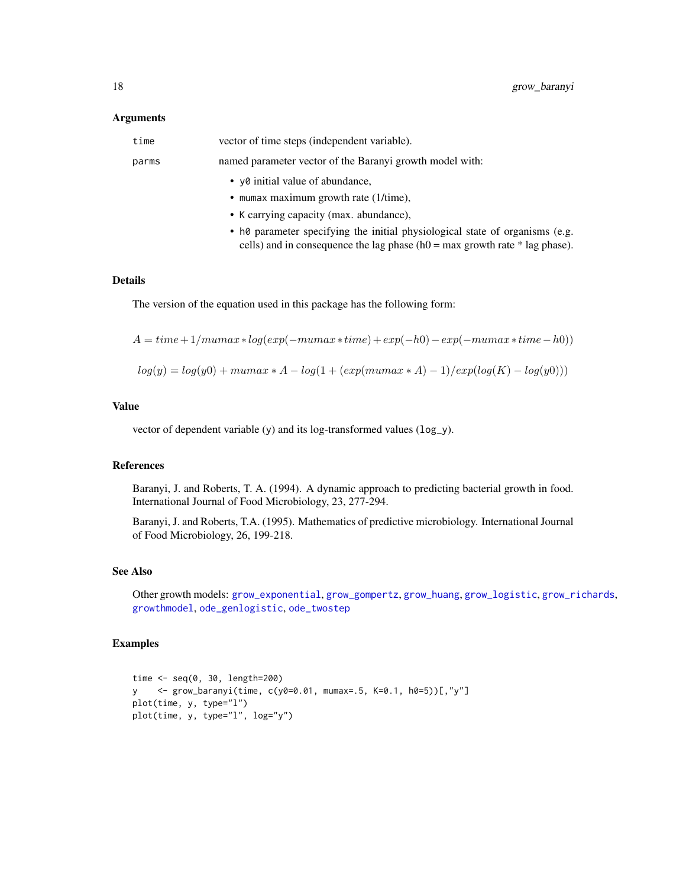### Arguments

time	vector of time steps (independent variable).

parms	named parameter vector of the Baranyi growth model with:

- y0 initial value of abundance,
- mumax maximum growth rate (1/time),
- K carrying capacity (max. abundance),
- h0 parameter specifying the initial physiological state of organisms (e.g. cells) and in consequence the lag phase (h0 = max growth rate * lag phase).

### Details

The version of the equation used in this package has the following form:

$$A = time + 1/mumax * log(exp(-mumax * time) + exp(-h0) - exp(-mumax * time - h0))$$

$$log(y) = log(y0) + mumax * A - log(1 + (exp(mumax * A) - 1)/exp(log(K) - log(y0)))$$

### Value

vector of dependent variable (y) and its log-transformed values (log_y).

### References

Baranyi, J. and Roberts, T. A. (1994). A dynamic approach to predicting bacterial growth in food. International Journal of Food Microbiology, 23, 277-294.

Baranyi, J. and Roberts, T.A. (1995). Mathematics of predictive microbiology. International Journal of Food Microbiology, 26, 199-218.

### See Also

Other growth models: grow_exponential, grow_gompertz, grow_huang, grow_logistic, grow_richards, growthmodel, ode_genlogistic, ode_twostep

### Examples

```
time <- seq(0, 30, length=200)
y    <- grow_baranyi(time, c(y0=0.01, mumax=.5, K=0.1, h0=5))[,"y"]
plot(time, y, type="l")
plot(time, y, type="l", log="y")
```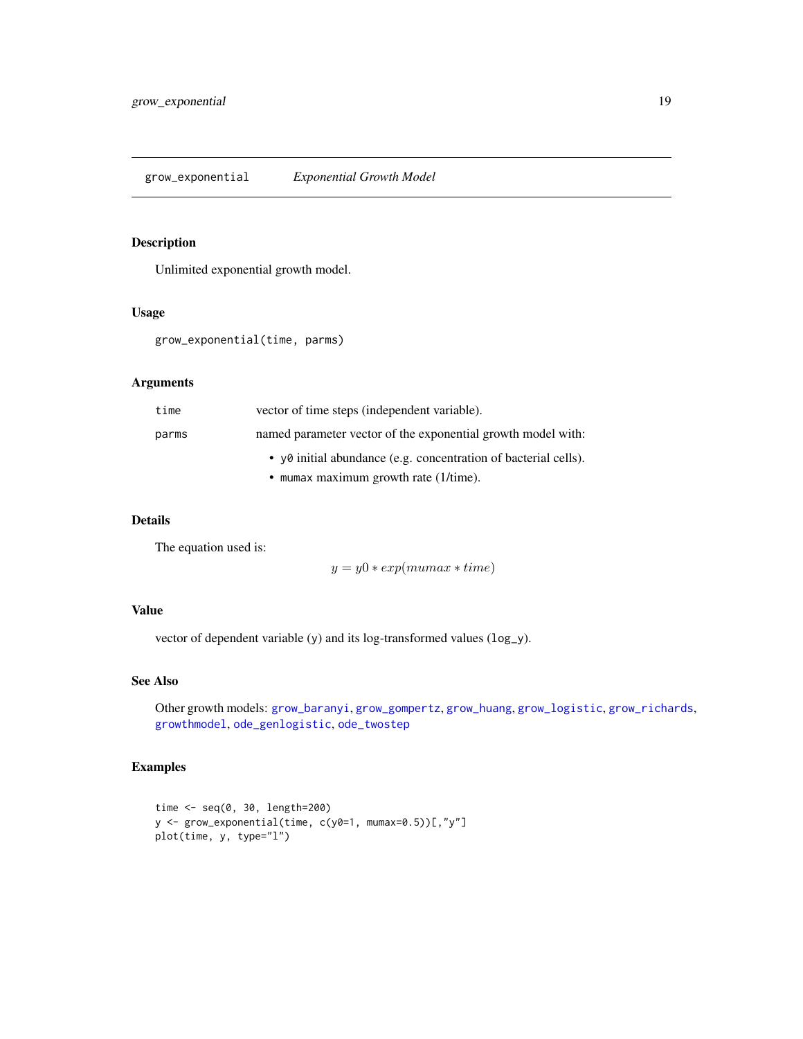# grow_exponential *Exponential Growth Model*

## Description

Unlimited exponential growth model.

## Usage

```
grow_exponential(time, parms)
```

## Arguments

| | |
|---|---|
| `time` | vector of time steps (independent variable). |
| `parms` | named parameter vector of the exponential growth model with: <br> • `y0` initial abundance (e.g. concentration of bacterial cells). <br> • `mumax` maximum growth rate (1/time). |

## Details

The equation used is:

$$y = y0 * exp(mumax * time)$$

## Value

vector of dependent variable (`y`) and its log-transformed values (`log_y`).

## See Also

Other growth models: `grow_baranyi`, `grow_gompertz`, `grow_huang`, `grow_logistic`, `grow_richards`, `growthmodel`, `ode_genlogistic`, `ode_twostep`

## Examples

```
time <- seq(0, 30, length=200)
y <- grow_exponential(time, c(y0=1, mumax=0.5))[,"y"]
plot(time, y, type="l")
```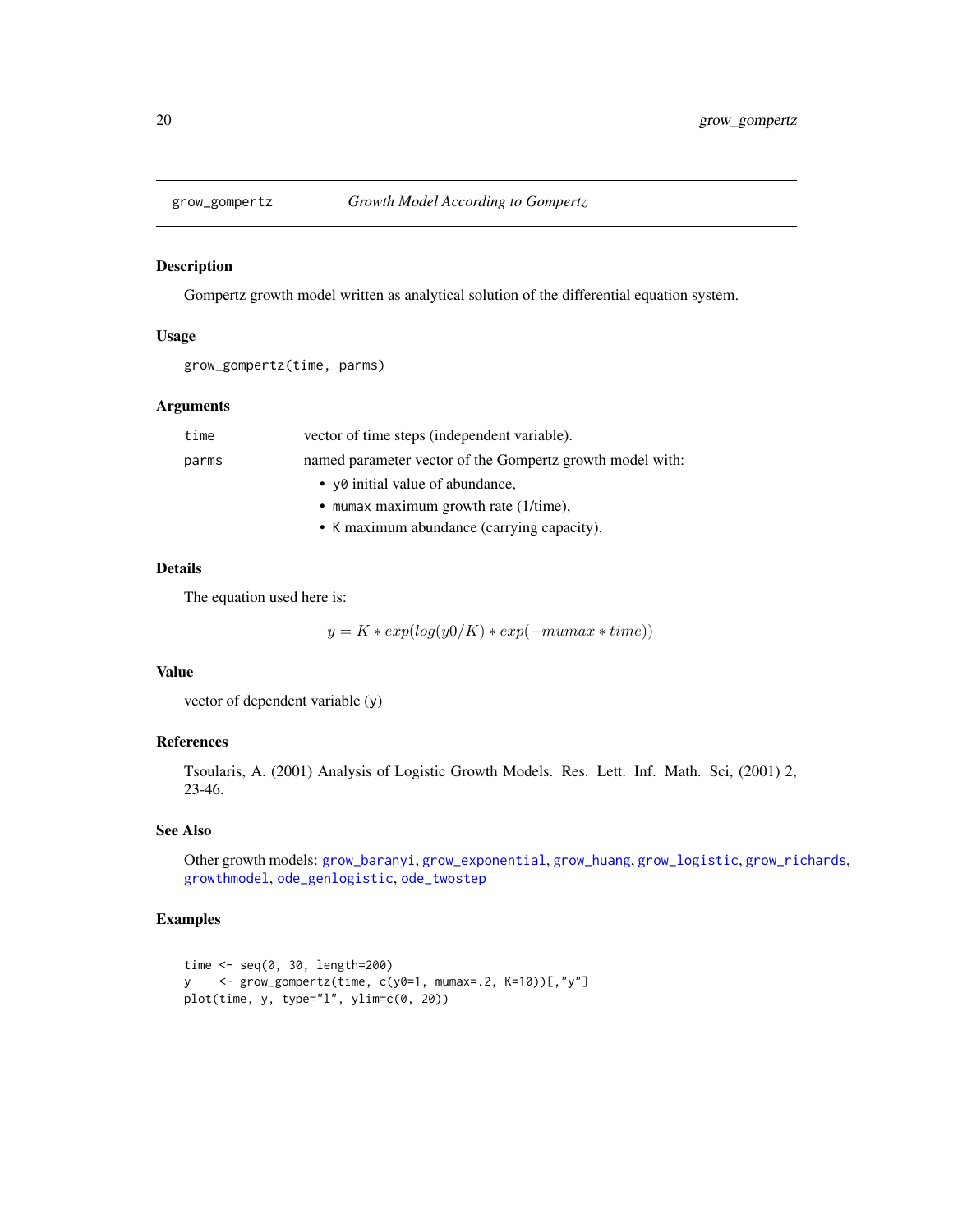## grow_gompertz *Growth Model According to Gompertz*

### Description

Gompertz growth model written as analytical solution of the differential equation system.

### Usage

```
grow_gompertz(time, parms)
```

### Arguments

| | |
|---|---|
| `time` | vector of time steps (independent variable). |
| `parms` | named parameter vector of the Gompertz growth model with: <br>• `y0` initial value of abundance, <br>• `mumax` maximum growth rate (1/time), <br>• `K` maximum abundance (carrying capacity). |

### Details

The equation used here is:

$$y = K * exp(log(y0/K) * exp(-mumax * time))$$

### Value

vector of dependent variable (y)

### References

Tsoularis, A. (2001) Analysis of Logistic Growth Models. Res. Lett. Inf. Math. Sci, (2001) 2, 23-46.

### See Also

Other growth models: grow_baranyi, grow_exponential, grow_huang, grow_logistic, grow_richards, growthmodel, ode_genlogistic, ode_twostep

### Examples

```
time <- seq(0, 30, length=200)
y    <- grow_gompertz(time, c(y0=1, mumax=.2, K=10))[,"y"]
plot(time, y, type="l", ylim=c(0, 20))
```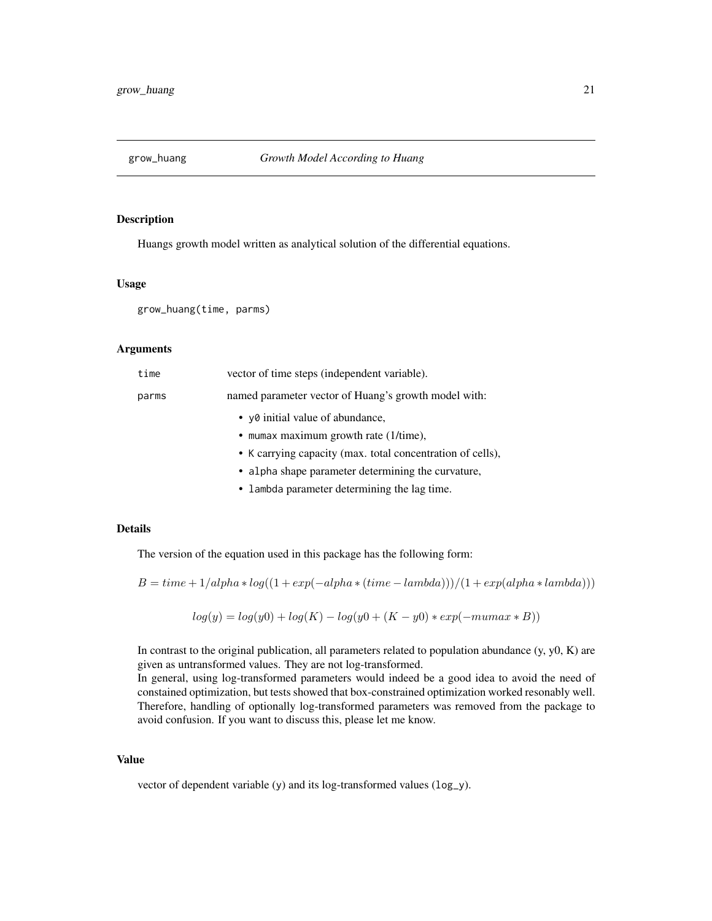## grow_huang *Growth Model According to Huang*

### Description

Huangs growth model written as analytical solution of the differential equations.

### Usage

```
grow_huang(time, parms)
```

### Arguments

| | |
|---|---|
| `time` | vector of time steps (independent variable). |
| `parms` | named parameter vector of Huang's growth model with: <br> • `y0` initial value of abundance, <br> • `mumax` maximum growth rate (1/time), <br> • `K` carrying capacity (max. total concentration of cells), <br> • `alpha` shape parameter determining the curvature, <br> • `lambda` parameter determining the lag time. |

### Details

The version of the equation used in this package has the following form:

$$B = time + 1/alpha * log((1 + exp(-alpha * (time - lambda)))/(1 + exp(alpha * lambda)))$$

$$log(y) = log(y0) + log(K) - log(y0 + (K - y0) * exp(-mumax * B))$$

In contrast to the original publication, all parameters related to population abundance (y, y0, K) are given as untransformed values. They are not log-transformed.

In general, using log-transformed parameters would indeed be a good idea to avoid the need of constained optimization, but tests showed that box-constrained optimization worked resonably well. Therefore, handling of optionally log-transformed parameters was removed from the package to avoid confusion. If you want to discuss this, please let me know.

### Value

vector of dependent variable (`y`) and its log-transformed values (`log_y`).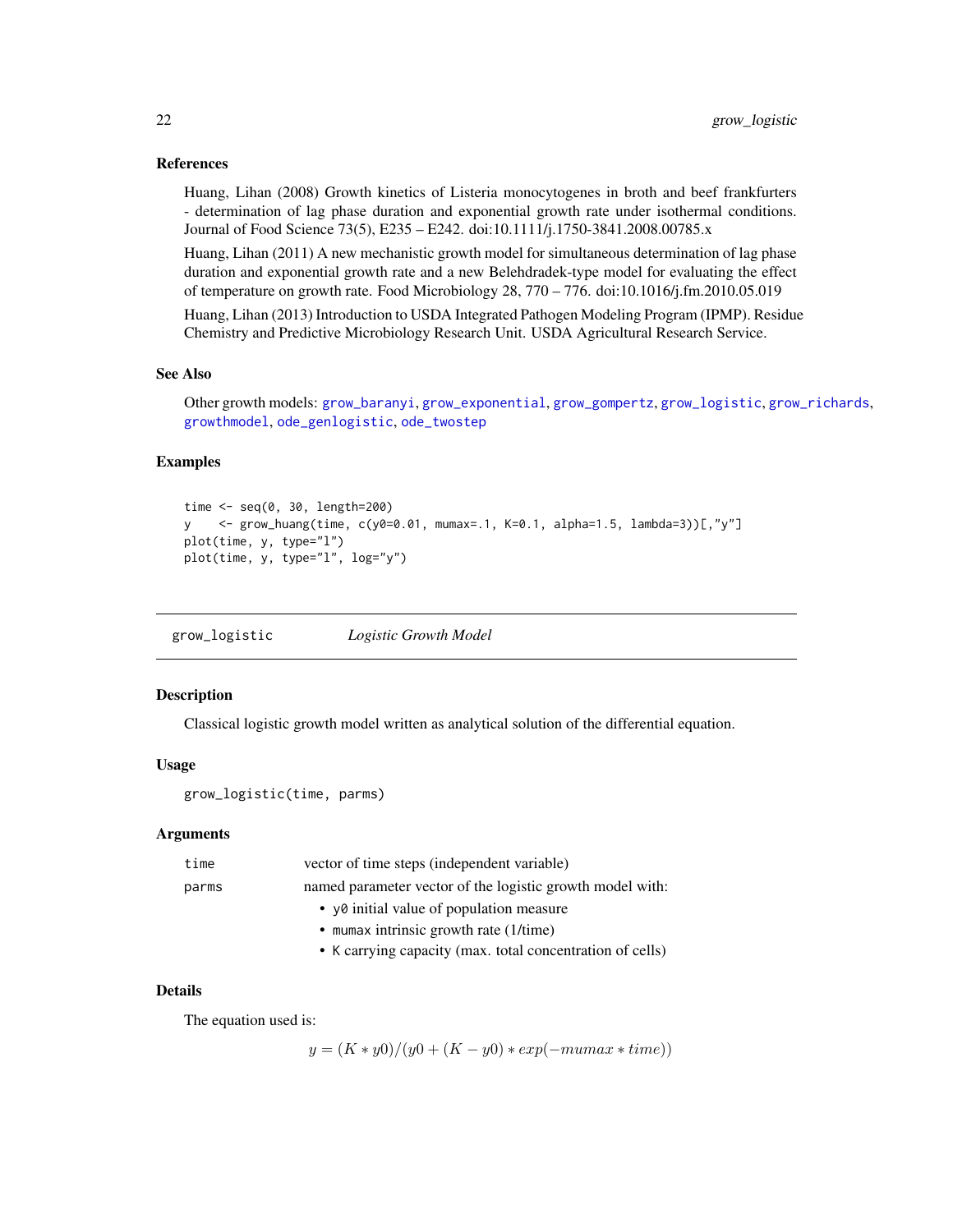### References

Huang, Lihan (2008) Growth kinetics of Listeria monocytogenes in broth and beef frankfurters - determination of lag phase duration and exponential growth rate under isothermal conditions. Journal of Food Science 73(5), E235 – E242. doi:10.1111/j.1750-3841.2008.00785.x

Huang, Lihan (2011) A new mechanistic growth model for simultaneous determination of lag phase duration and exponential growth rate and a new Belehdradek-type model for evaluating the effect of temperature on growth rate. Food Microbiology 28, 770 – 776. doi:10.1016/j.fm.2010.05.019

Huang, Lihan (2013) Introduction to USDA Integrated Pathogen Modeling Program (IPMP). Residue Chemistry and Predictive Microbiology Research Unit. USDA Agricultural Research Service.

### See Also

Other growth models: grow_baranyi, grow_exponential, grow_gompertz, grow_logistic, grow_richards, growthmodel, ode_genlogistic, ode_twostep

### Examples

```
time <- seq(0, 30, length=200)
y    <- grow_huang(time, c(y0=0.01, mumax=.1, K=0.1, alpha=1.5, lambda=3))[,"y"]
plot(time, y, type="l")
plot(time, y, type="l", log="y")
```

---

## grow_logistic — *Logistic Growth Model*

### Description

Classical logistic growth model written as analytical solution of the differential equation.

### Usage

```
grow_logistic(time, parms)
```

### Arguments

| | |
|---|---|
| time | vector of time steps (independent variable) |
| parms | named parameter vector of the logistic growth model with: <br> • y0 initial value of population measure <br> • mumax intrinsic growth rate (1/time) <br> • K carrying capacity (max. total concentration of cells) |

### Details

The equation used is:

$$y = (K * y0)/(y0 + (K - y0) * exp(-mumax * time))$$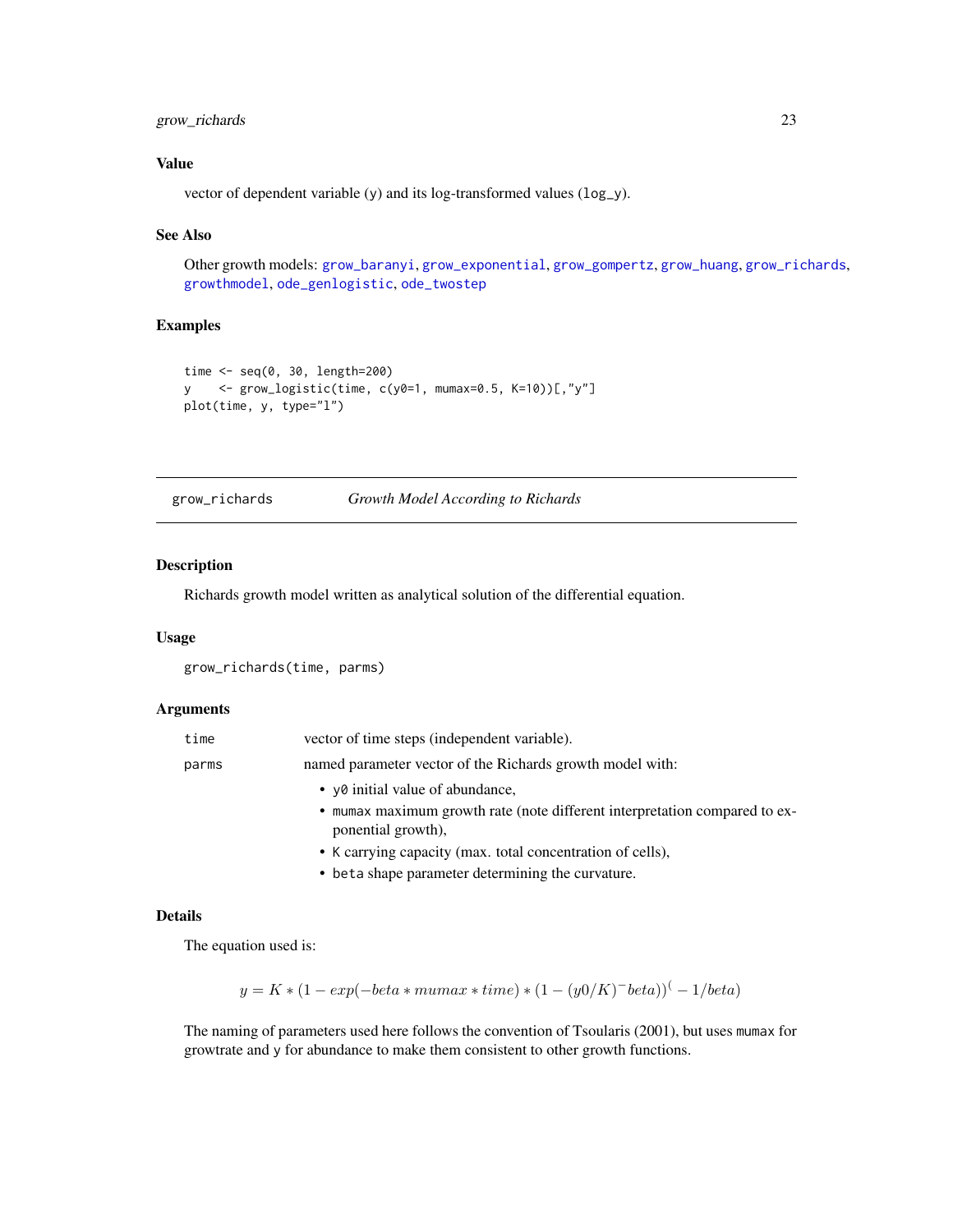### Value

vector of dependent variable (y) and its log-transformed values (log_y).

### See Also

Other growth models: grow_baranyi, grow_exponential, grow_gompertz, grow_huang, grow_richards, growthmodel, ode_genlogistic, ode_twostep

### Examples

```
time <- seq(0, 30, length=200)
y    <- grow_logistic(time, c(y0=1, mumax=0.5, K=10))[,"y"]
plot(time, y, type="l")
```

---

## grow_richards    *Growth Model According to Richards*

### Description

Richards growth model written as analytical solution of the differential equation.

### Usage

```
grow_richards(time, parms)
```

### Arguments

| | |
|---|---|
| time | vector of time steps (independent variable). |
| parms | named parameter vector of the Richards growth model with:<br>• y0 initial value of abundance,<br>• mumax maximum growth rate (note different interpretation compared to exponential growth),<br>• K carrying capacity (max. total concentration of cells),<br>• beta shape parameter determining the curvature. |

### Details

The equation used is:

$$y = K * (1 - exp(-beta * mumax * time) * (1 - (y0/K)^- beta))^( - 1/beta)$$

The naming of parameters used here follows the convention of Tsoularis (2001), but uses mumax for growtrate and y for abundance to make them consistent to other growth functions.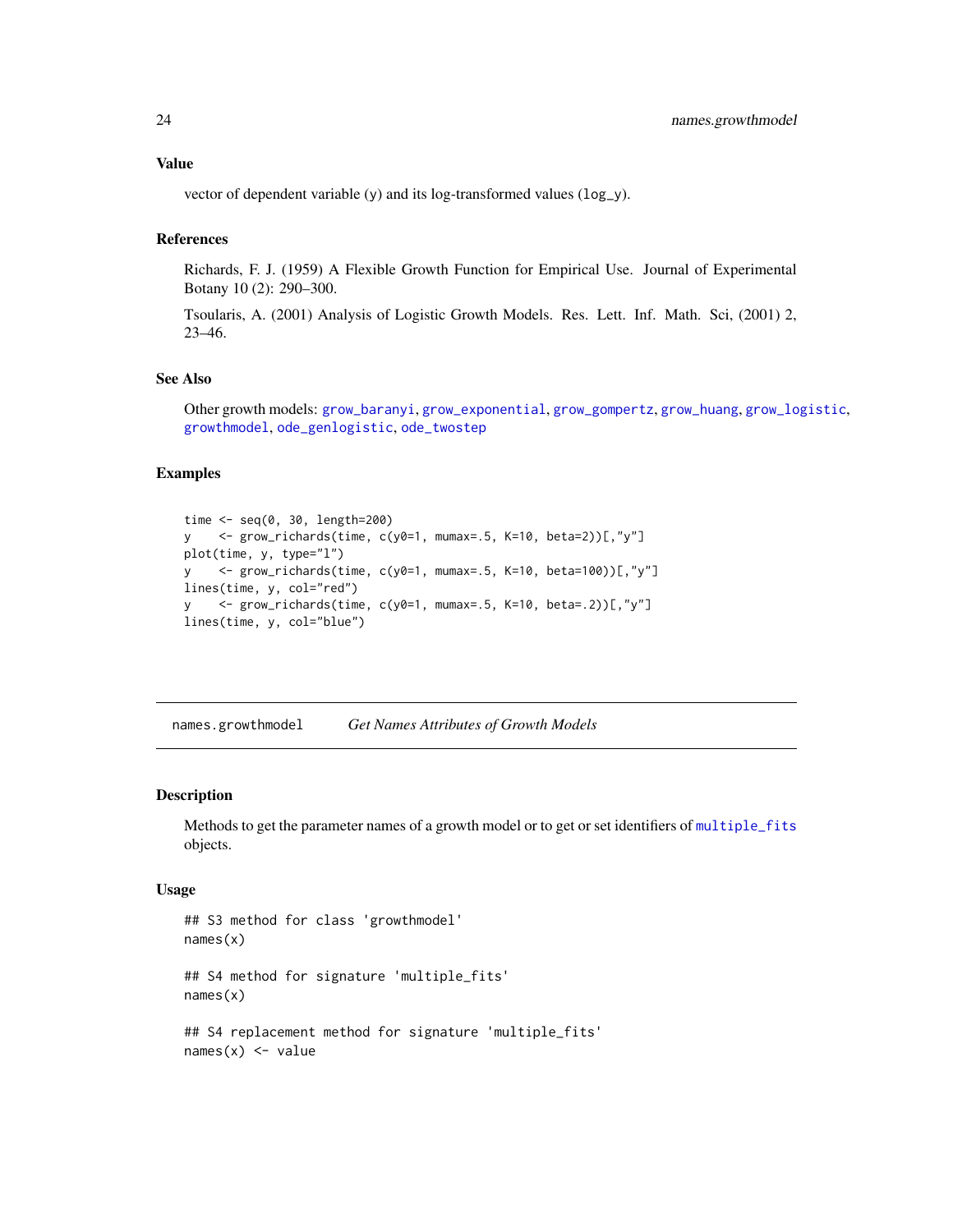## Value

vector of dependent variable (`y`) and its log-transformed values (`log_y`).

## References

Richards, F. J. (1959) A Flexible Growth Function for Empirical Use. Journal of Experimental Botany 10 (2): 290–300.

Tsoularis, A. (2001) Analysis of Logistic Growth Models. Res. Lett. Inf. Math. Sci, (2001) 2, 23–46.

## See Also

Other growth models: `grow_baranyi`, `grow_exponential`, `grow_gompertz`, `grow_huang`, `grow_logistic`, `growthmodel`, `ode_genlogistic`, `ode_twostep`

## Examples

```
time <- seq(0, 30, length=200)
y    <- grow_richards(time, c(y0=1, mumax=.5, K=10, beta=2))[,"y"]
plot(time, y, type="l")
y    <- grow_richards(time, c(y0=1, mumax=.5, K=10, beta=100))[,"y"]
lines(time, y, col="red")
y    <- grow_richards(time, c(y0=1, mumax=.5, K=10, beta=.2))[,"y"]
lines(time, y, col="blue")
```

---

# names.growthmodel *Get Names Attributes of Growth Models*

## Description

Methods to get the parameter names of a growth model or to get or set identifiers of `multiple_fits` objects.

## Usage

```
## S3 method for class 'growthmodel'
names(x)

## S4 method for signature 'multiple_fits'
names(x)

## S4 replacement method for signature 'multiple_fits'
names(x) <- value
```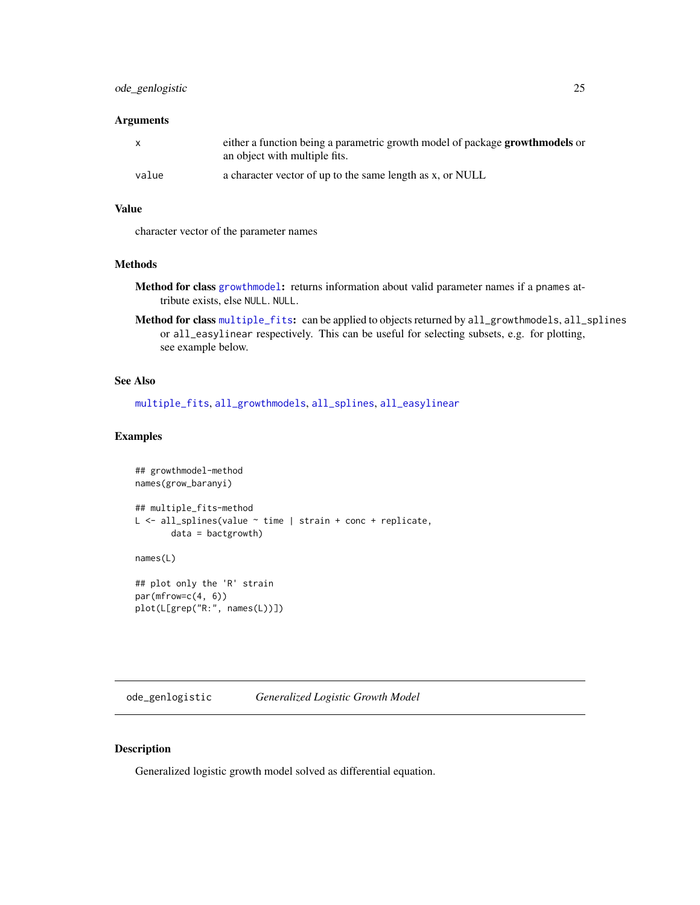### Arguments

| | |
|---|---|
| x | either a function being a parametric growth model of package **growthmodels** or an object with multiple fits. |
| value | a character vector of up to the same length as x, or NULL |

### Value

character vector of the parameter names

### Methods

**Method for class growthmodel:** returns information about valid parameter names if a `pnames` attribute exists, else `NULL`. `NULL`.

**Method for class multiple_fits:** can be applied to objects returned by `all_growthmodels`, `all_splines` or `all_easylinear` respectively. This can be useful for selecting subsets, e.g. for plotting, see example below.

### See Also

multiple_fits, all_growthmodels, all_splines, all_easylinear

### Examples

```
## growthmodel-method
names(grow_baranyi)

## multiple_fits-method
L <- all_splines(value ~ time | strain + conc + replicate,
       data = bactgrowth)

names(L)

## plot only the 'R' strain
par(mfrow=c(4, 6))
plot(L[grep("R:", names(L))])
```

---

## ode_genlogistic *Generalized Logistic Growth Model*

### Description

Generalized logistic growth model solved as differential equation.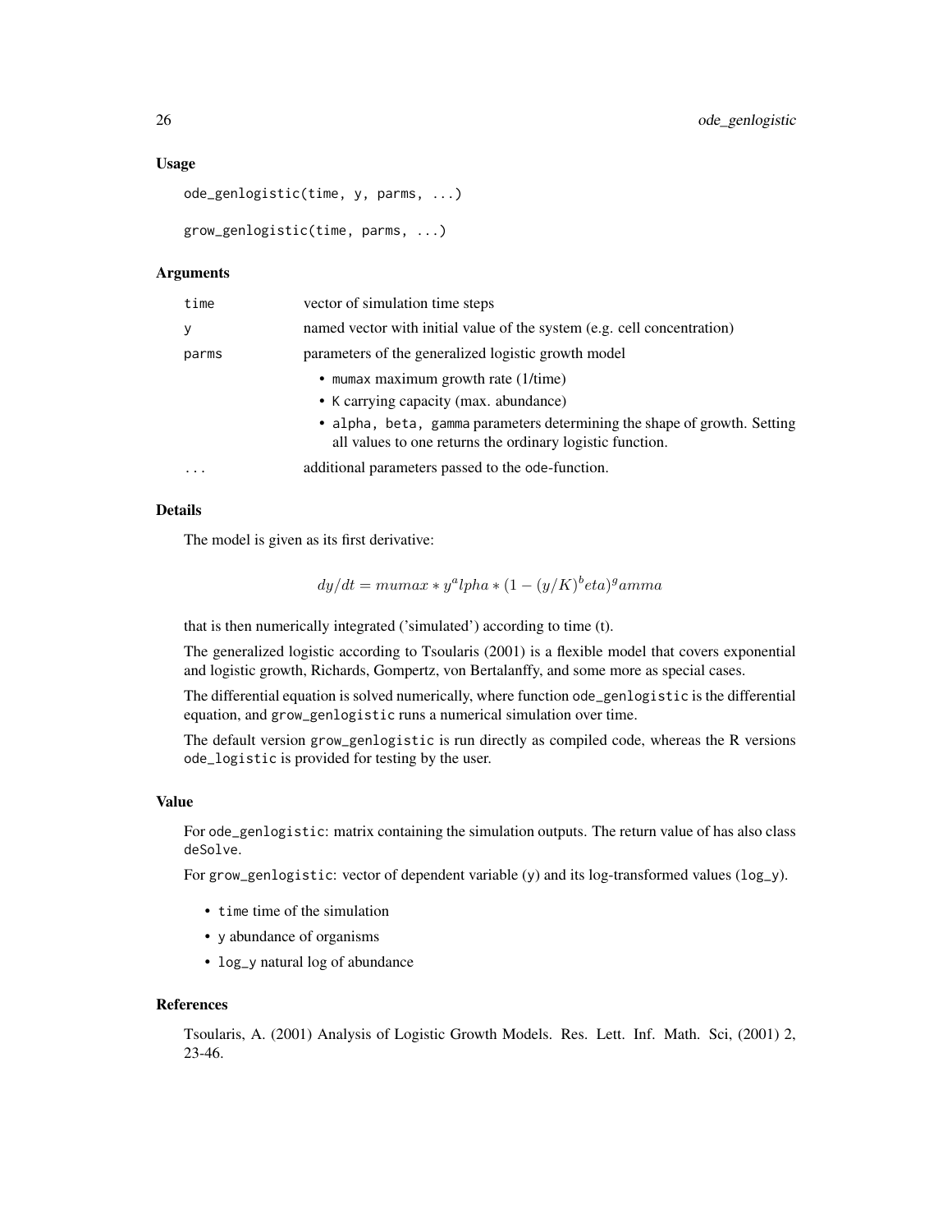### Usage

```
ode_genlogistic(time, y, parms, ...)

grow_genlogistic(time, parms, ...)
```

### Arguments

| | |
|---|---|
| time | vector of simulation time steps |
| y | named vector with initial value of the system (e.g. cell concentration) |
| parms | parameters of the generalized logistic growth model<br>• mumax maximum growth rate (1/time)<br>• K carrying capacity (max. abundance)<br>• alpha, beta, gamma parameters determining the shape of growth. Setting all values to one returns the ordinary logistic function. |
| ... | additional parameters passed to the ode-function. |

### Details

The model is given as its first derivative:

$$dy/dt = mumax * y^alpha * (1 - (y/K)^beta)^gamma$$

that is then numerically integrated ('simulated') according to time (t).

The generalized logistic according to Tsoularis (2001) is a flexible model that covers exponential and logistic growth, Richards, Gompertz, von Bertalanffy, and some more as special cases.

The differential equation is solved numerically, where function ode_genlogistic is the differential equation, and grow_genlogistic runs a numerical simulation over time.

The default version grow_genlogistic is run directly as compiled code, whereas the R versions ode_logistic is provided for testing by the user.

### Value

For ode_genlogistic: matrix containing the simulation outputs. The return value of has also class deSolve.

For grow_genlogistic: vector of dependent variable (y) and its log-transformed values (log_y).

- time time of the simulation
- y abundance of organisms
- log_y natural log of abundance

### References

Tsoularis, A. (2001) Analysis of Logistic Growth Models. Res. Lett. Inf. Math. Sci, (2001) 2, 23-46.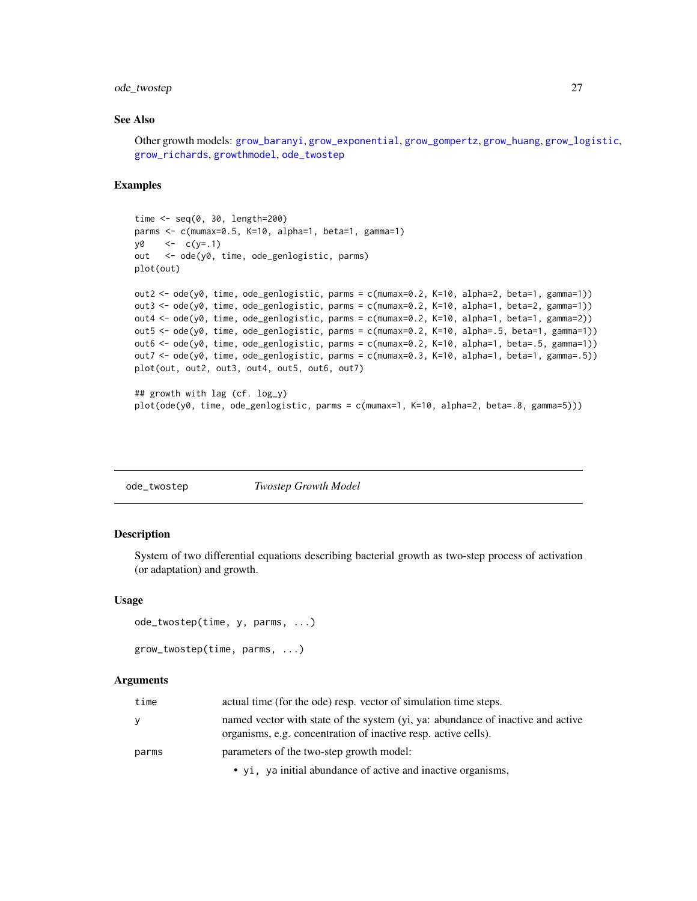### See Also

Other growth models: grow_baranyi, grow_exponential, grow_gompertz, grow_huang, grow_logistic, grow_richards, growthmodel, ode_twostep

### Examples

```
time <- seq(0, 30, length=200)
parms <- c(mumax=0.5, K=10, alpha=1, beta=1, gamma=1)
y0    <-  c(y=.1)
out   <- ode(y0, time, ode_genlogistic, parms)
plot(out)

out2 <- ode(y0, time, ode_genlogistic, parms = c(mumax=0.2, K=10, alpha=2, beta=1, gamma=1))
out3 <- ode(y0, time, ode_genlogistic, parms = c(mumax=0.2, K=10, alpha=1, beta=2, gamma=1))
out4 <- ode(y0, time, ode_genlogistic, parms = c(mumax=0.2, K=10, alpha=1, beta=1, gamma=2))
out5 <- ode(y0, time, ode_genlogistic, parms = c(mumax=0.2, K=10, alpha=.5, beta=1, gamma=1))
out6 <- ode(y0, time, ode_genlogistic, parms = c(mumax=0.2, K=10, alpha=1, beta=.5, gamma=1))
out7 <- ode(y0, time, ode_genlogistic, parms = c(mumax=0.3, K=10, alpha=1, beta=1, gamma=.5))
plot(out, out2, out3, out4, out5, out6, out7)

## growth with lag (cf. log_y)
plot(ode(y0, time, ode_genlogistic, parms = c(mumax=1, K=10, alpha=2, beta=.8, gamma=5)))
```

---

## ode_twostep *Twostep Growth Model*

### Description

System of two differential equations describing bacterial growth as two-step process of activation (or adaptation) and growth.

### Usage

```
ode_twostep(time, y, parms, ...)

grow_twostep(time, parms, ...)
```

### Arguments

| | |
|---|---|
| `time` | actual time (for the ode) resp. vector of simulation time steps. |
| `y` | named vector with state of the system (yi, ya: abundance of inactive and active organisms, e.g. concentration of inactive resp. active cells). |
| `parms` | parameters of the two-step growth model:<br>• `yi, ya` initial abundance of active and inactive organisms, |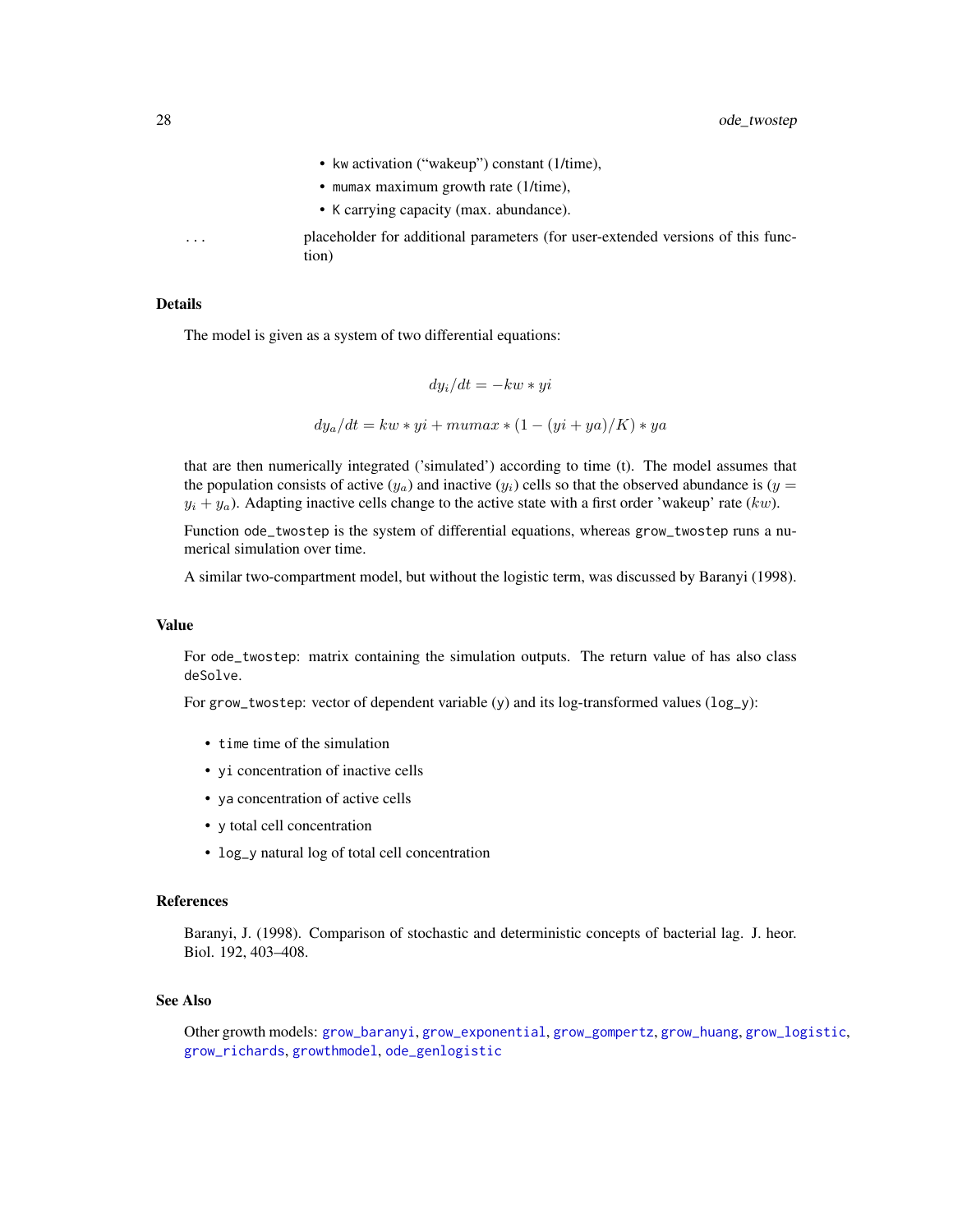- kw activation ("wakeup") constant (1/time),
- mumax maximum growth rate (1/time),
- K carrying capacity (max. abundance).

... placeholder for additional parameters (for user-extended versions of this function)

### Details

The model is given as a system of two differential equations:

$$dy_i/dt = -kw * yi$$

$$dy_a/dt = kw * yi + mumax * (1 - (yi + ya)/K) * ya$$

that are then numerically integrated ('simulated') according to time (t). The model assumes that the population consists of active ($y_a$) and inactive ($y_i$) cells so that the observed abundance is ($y = y_i + y_a$). Adapting inactive cells change to the active state with a first order 'wakeup' rate ($kw$).

Function ode_twostep is the system of differential equations, whereas grow_twostep runs a numerical simulation over time.

A similar two-compartment model, but without the logistic term, was discussed by Baranyi (1998).

### Value

For ode_twostep: matrix containing the simulation outputs. The return value of has also class deSolve.

For grow_twostep: vector of dependent variable (y) and its log-transformed values (log_y):

- time time of the simulation
- yi concentration of inactive cells
- ya concentration of active cells
- y total cell concentration
- log_y natural log of total cell concentration

### References

Baranyi, J. (1998). Comparison of stochastic and deterministic concepts of bacterial lag. J. heor. Biol. 192, 403–408.

### See Also

Other growth models: grow_baranyi, grow_exponential, grow_gompertz, grow_huang, grow_logistic, grow_richards, growthmodel, ode_genlogistic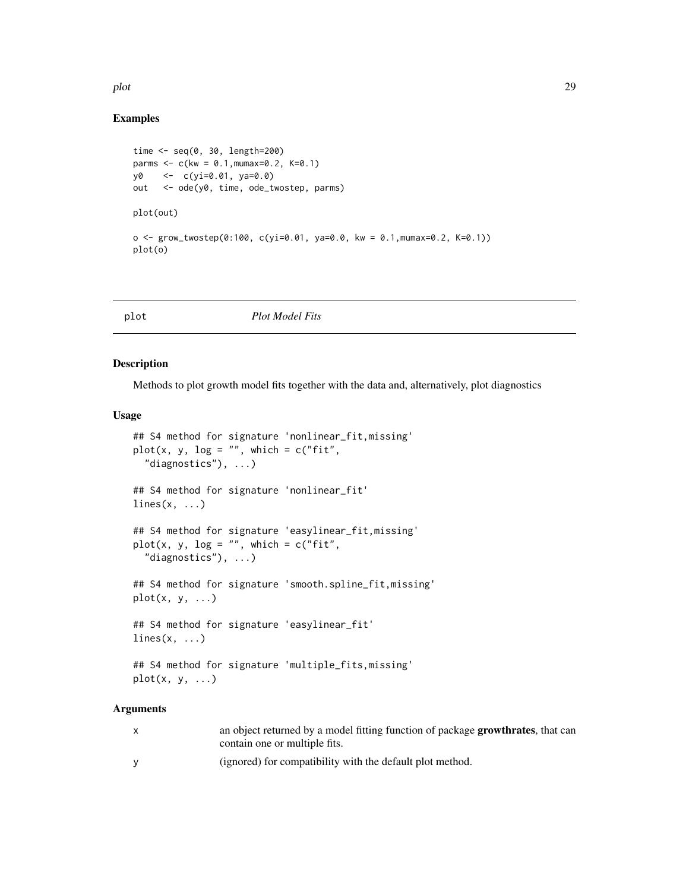## Examples

```
time <- seq(0, 30, length=200)
parms <- c(kw = 0.1,mumax=0.2, K=0.1)
y0    <-  c(yi=0.01, ya=0.0)
out   <- ode(y0, time, ode_twostep, parms)

plot(out)

o <- grow_twostep(0:100, c(yi=0.01, ya=0.0, kw = 0.1,mumax=0.2, K=0.1))
plot(o)
```

---

plot *Plot Model Fits*

---

## Description

Methods to plot growth model fits together with the data and, alternatively, plot diagnostics

## Usage

```
## S4 method for signature 'nonlinear_fit,missing'
plot(x, y, log = "", which = c("fit",
  "diagnostics"), ...)

## S4 method for signature 'nonlinear_fit'
lines(x, ...)

## S4 method for signature 'easylinear_fit,missing'
plot(x, y, log = "", which = c("fit",
  "diagnostics"), ...)

## S4 method for signature 'smooth.spline_fit,missing'
plot(x, y, ...)

## S4 method for signature 'easylinear_fit'
lines(x, ...)

## S4 method for signature 'multiple_fits,missing'
plot(x, y, ...)
```

## Arguments

| | |
|---|---|
| x | an object returned by a model fitting function of package **growthrates**, that can contain one or multiple fits. |
| y | (ignored) for compatibility with the default plot method. |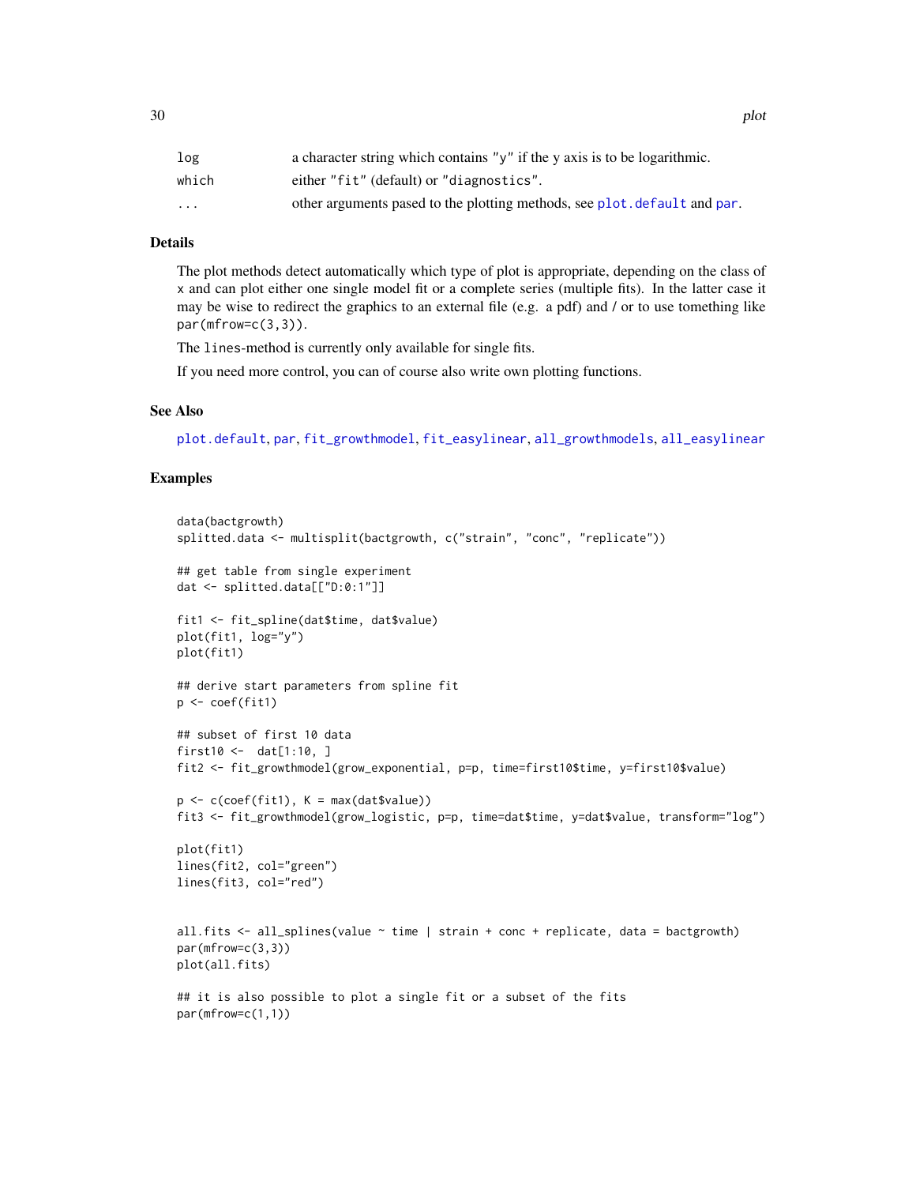| | |
|---|---|
| log | a character string which contains "y" if the y axis is to be logarithmic. |
| which | either "fit" (default) or "diagnostics". |
| ... | other arguments pased to the plotting methods, see plot.default and par. |

## Details

The plot methods detect automatically which type of plot is appropriate, depending on the class of x and can plot either one single model fit or a complete series (multiple fits). In the latter case it may be wise to redirect the graphics to an external file (e.g. a pdf) and / or to use tomething like par(mfrow=c(3,3)).

The lines-method is currently only available for single fits.

If you need more control, you can of course also write own plotting functions.

## See Also

plot.default, par, fit_growthmodel, fit_easylinear, all_growthmodels, all_easylinear

## Examples

```
data(bactgrowth)
splitted.data <- multisplit(bactgrowth, c("strain", "conc", "replicate"))

## get table from single experiment
dat <- splitted.data[["D:0:1"]]

fit1 <- fit_spline(dat$time, dat$value)
plot(fit1, log="y")
plot(fit1)

## derive start parameters from spline fit
p <- coef(fit1)

## subset of first 10 data
first10 <-  dat[1:10, ]
fit2 <- fit_growthmodel(grow_exponential, p=p, time=first10$time, y=first10$value)

p <- c(coef(fit1), K = max(dat$value))
fit3 <- fit_growthmodel(grow_logistic, p=p, time=dat$time, y=dat$value, transform="log")

plot(fit1)
lines(fit2, col="green")
lines(fit3, col="red")


all.fits <- all_splines(value ~ time | strain + conc + replicate, data = bactgrowth)
par(mfrow=c(3,3))
plot(all.fits)

## it is also possible to plot a single fit or a subset of the fits
par(mfrow=c(1,1))
```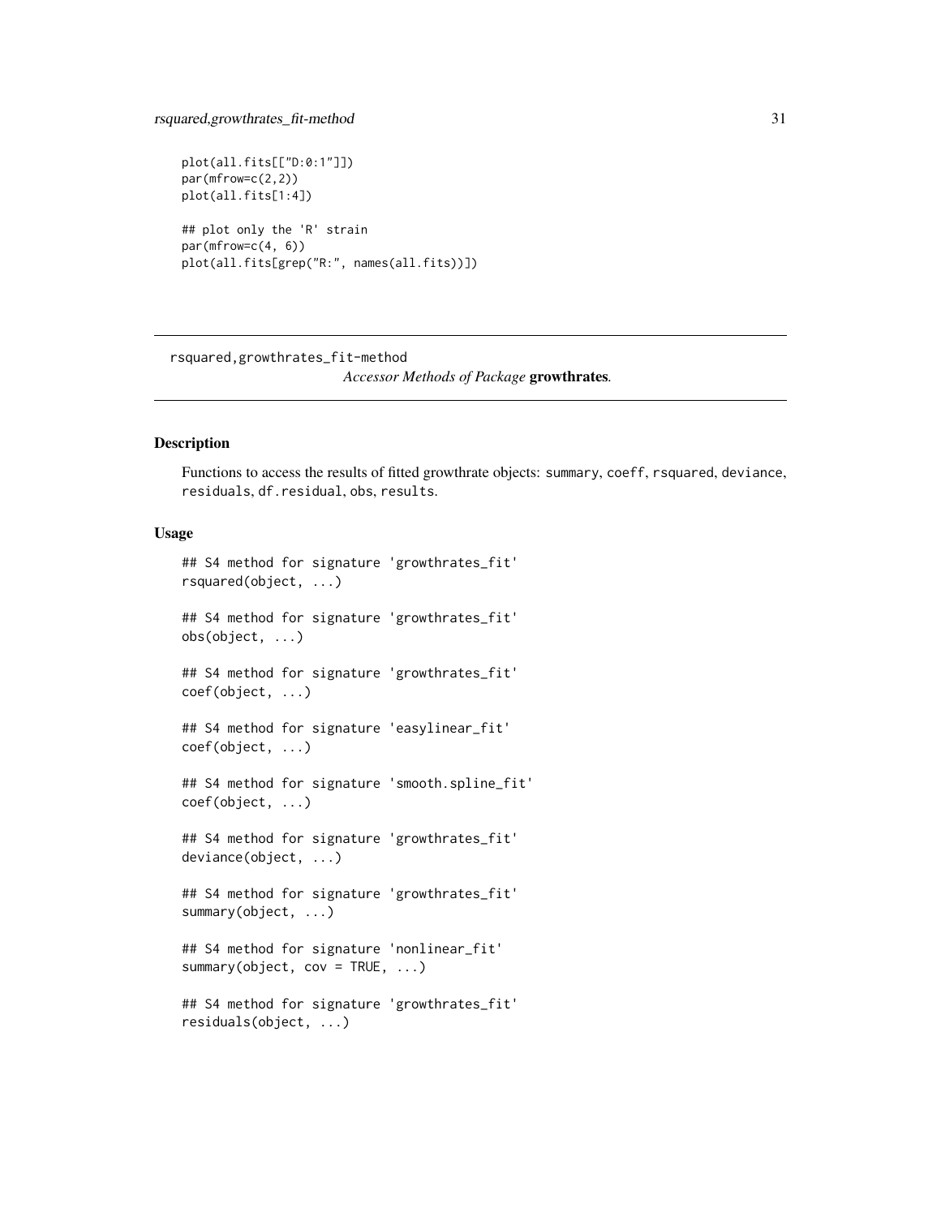```
plot(all.fits[["D:0:1"]])
par(mfrow=c(2,2))
plot(all.fits[1:4])

## plot only the 'R' strain
par(mfrow=c(4, 6))
plot(all.fits[grep("R:", names(all.fits))])
```

---

rsquared,growthrates_fit-method
*Accessor Methods of Package* **growthrates***.*

---

## Description

Functions to access the results of fitted growthrate objects: summary, coeff, rsquared, deviance, residuals, df.residual, obs, results.

## Usage

```
## S4 method for signature 'growthrates_fit'
rsquared(object, ...)

## S4 method for signature 'growthrates_fit'
obs(object, ...)

## S4 method for signature 'growthrates_fit'
coef(object, ...)

## S4 method for signature 'easylinear_fit'
coef(object, ...)

## S4 method for signature 'smooth.spline_fit'
coef(object, ...)

## S4 method for signature 'growthrates_fit'
deviance(object, ...)

## S4 method for signature 'growthrates_fit'
summary(object, ...)

## S4 method for signature 'nonlinear_fit'
summary(object, cov = TRUE, ...)

## S4 method for signature 'growthrates_fit'
residuals(object, ...)
```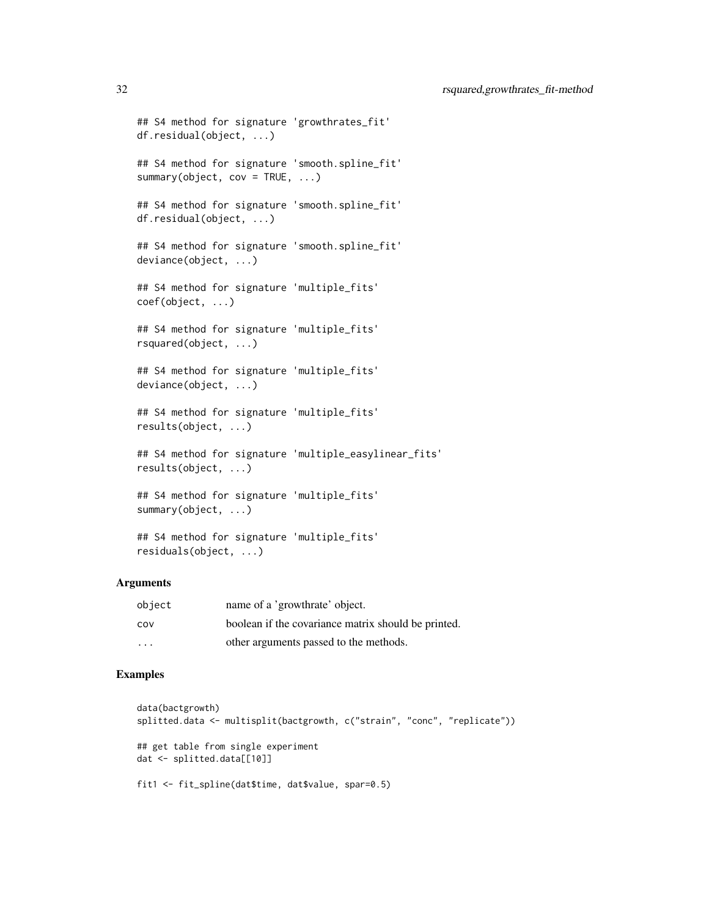```
## S4 method for signature 'growthrates_fit'
df.residual(object, ...)

## S4 method for signature 'smooth.spline_fit'
summary(object, cov = TRUE, ...)

## S4 method for signature 'smooth.spline_fit'
df.residual(object, ...)

## S4 method for signature 'smooth.spline_fit'
deviance(object, ...)

## S4 method for signature 'multiple_fits'
coef(object, ...)

## S4 method for signature 'multiple_fits'
rsquared(object, ...)

## S4 method for signature 'multiple_fits'
deviance(object, ...)

## S4 method for signature 'multiple_fits'
results(object, ...)

## S4 method for signature 'multiple_easylinear_fits'
results(object, ...)

## S4 method for signature 'multiple_fits'
summary(object, ...)

## S4 method for signature 'multiple_fits'
residuals(object, ...)
```

## Arguments

| | |
|---|---|
| object | name of a 'growthrate' object. |
| cov | boolean if the covariance matrix should be printed. |
| ... | other arguments passed to the methods. |

## Examples

```
data(bactgrowth)
splitted.data <- multisplit(bactgrowth, c("strain", "conc", "replicate"))

## get table from single experiment
dat <- splitted.data[[10]]

fit1 <- fit_spline(dat$time, dat$value, spar=0.5)
```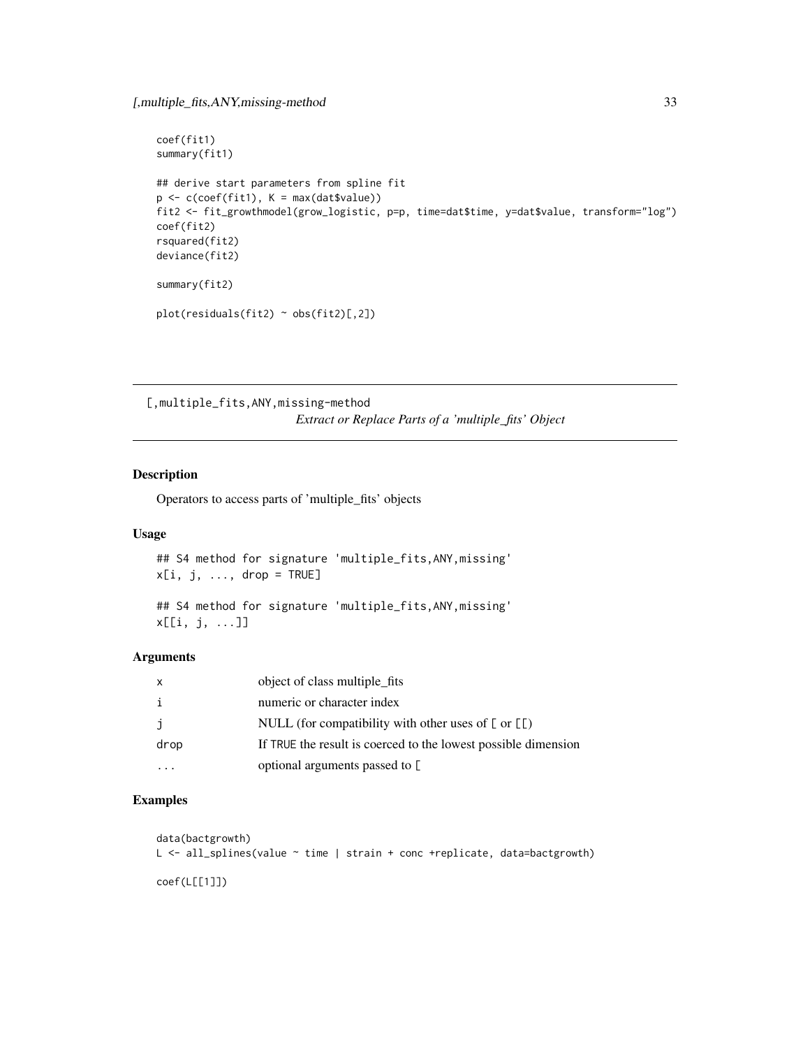```
coef(fit1)
summary(fit1)

## derive start parameters from spline fit
p <- c(coef(fit1), K = max(dat$value))
fit2 <- fit_growthmodel(grow_logistic, p=p, time=dat$time, y=dat$value, transform="log")
coef(fit2)
rsquared(fit2)
deviance(fit2)

summary(fit2)

plot(residuals(fit2) ~ obs(fit2)[,2])
```

## [,multiple_fits,ANY,missing-method

*Extract or Replace Parts of a 'multiple_fits' Object*

### Description

Operators to access parts of 'multiple_fits' objects

### Usage

```
## S4 method for signature 'multiple_fits,ANY,missing'
x[i, j, ..., drop = TRUE]

## S4 method for signature 'multiple_fits,ANY,missing'
x[[i, j, ...]]
```

### Arguments

| | |
|---|---|
| x | object of class multiple_fits |
| i | numeric or character index |
| j | NULL (for compatibility with other uses of [ or [[) |
| drop | If TRUE the result is coerced to the lowest possible dimension |
| ... | optional arguments passed to [ |

### Examples

```
data(bactgrowth)
L <- all_splines(value ~ time | strain + conc +replicate, data=bactgrowth)

coef(L[[1]])
```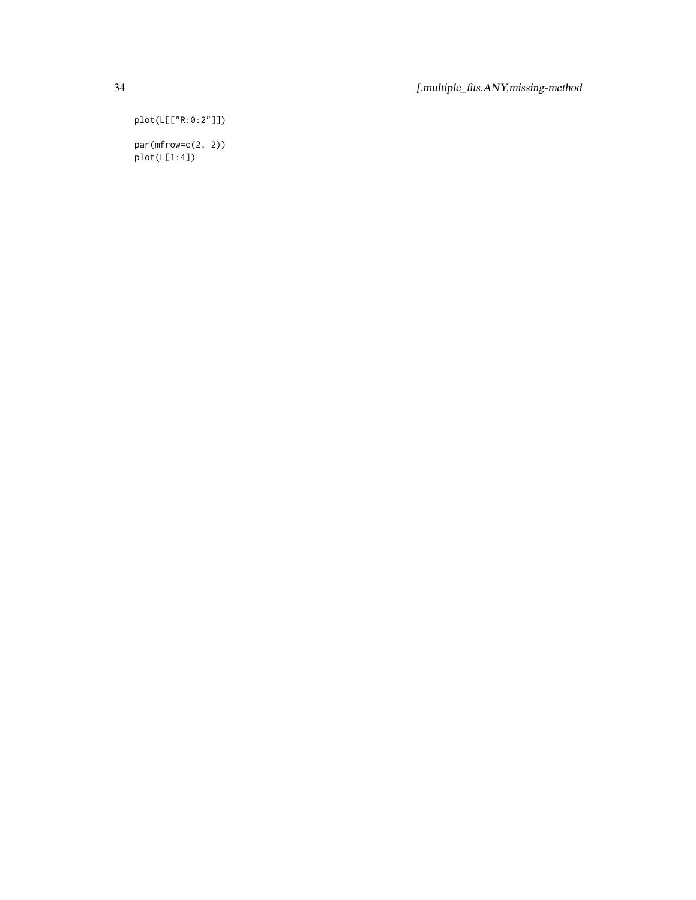```
plot(L[["R:0:2"]])

par(mfrow=c(2, 2))
plot(L[1:4])
```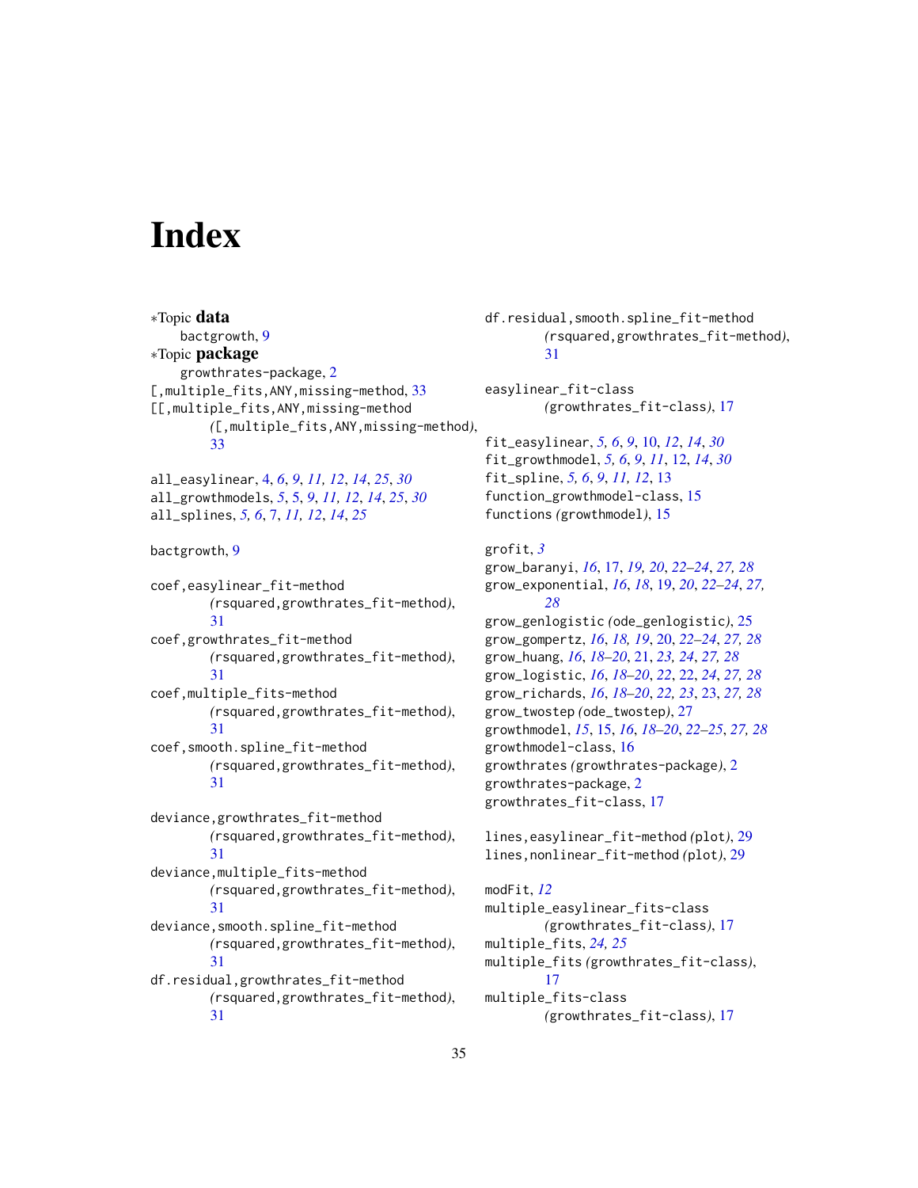# Index

*Topic **data**
  bactgrowth, 9
*Topic **package**
  growthrates-package, 2
[,multiple_fits,ANY,missing-method, 33
[[,multiple_fits,ANY,missing-method
  *(*[,multiple_fits,ANY,missing-method*)*, 33

all_easylinear, 4, *6*, *9*, *11, 12*, *14*, *25*, *30*
all_growthmodels, *5*, 5, *9*, *11, 12*, *14*, *25*, *30*
all_splines, *5, 6*, 7, *11, 12*, *14*, *25*

bactgrowth, 9

coef,easylinear_fit-method
  *(*rsquared,growthrates_fit-method*)*, 31
coef,growthrates_fit-method
  *(*rsquared,growthrates_fit-method*)*, 31
coef,multiple_fits-method
  *(*rsquared,growthrates_fit-method*)*, 31
coef,smooth.spline_fit-method
  *(*rsquared,growthrates_fit-method*)*, 31

deviance,growthrates_fit-method
  *(*rsquared,growthrates_fit-method*)*, 31
deviance,multiple_fits-method
  *(*rsquared,growthrates_fit-method*)*, 31
deviance,smooth.spline_fit-method
  *(*rsquared,growthrates_fit-method*)*, 31
df.residual,growthrates_fit-method
  *(*rsquared,growthrates_fit-method*)*, 31
df.residual,smooth.spline_fit-method
  *(*rsquared,growthrates_fit-method*)*, 31

easylinear_fit-class
  *(*growthrates_fit-class*)*, 17

fit_easylinear, *5, 6*, *9*, 10, *12*, *14*, *30*
fit_growthmodel, *5, 6*, *9*, *11*, 12, *14*, *30*
fit_spline, *5, 6*, *9*, *11, 12*, 13
function_growthmodel-class, 15
functions *(*growthmodel*)*, 15

grofit, *3*
grow_baranyi, *16*, 17, *19, 20*, *22–24*, *27, 28*
grow_exponential, *16*, *18*, 19, *20*, *22–24*, *27, 28*
grow_genlogistic *(*ode_genlogistic*)*, 25
grow_gompertz, *16*, *18, 19*, 20, *22–24*, *27, 28*
grow_huang, *16*, *18–20*, 21, *23, 24*, *27, 28*
grow_logistic, *16*, *18–20*, *22*, 22, *24*, *27, 28*
grow_richards, *16*, *18–20*, *22, 23*, 23, *27, 28*
grow_twostep *(*ode_twostep*)*, 27
growthmodel, *15*, 15, *16*, *18–20*, *22–25*, *27, 28*
growthmodel-class, 16
growthrates *(*growthrates-package*)*, 2
growthrates-package, 2
growthrates_fit-class, 17

lines,easylinear_fit-method *(*plot*)*, 29
lines,nonlinear_fit-method *(*plot*)*, 29

modFit, *12*
multiple_easylinear_fits-class
  *(*growthrates_fit-class*)*, 17
multiple_fits, *24, 25*
multiple_fits *(*growthrates_fit-class*)*, 17
multiple_fits-class
  *(*growthrates_fit-class*)*, 17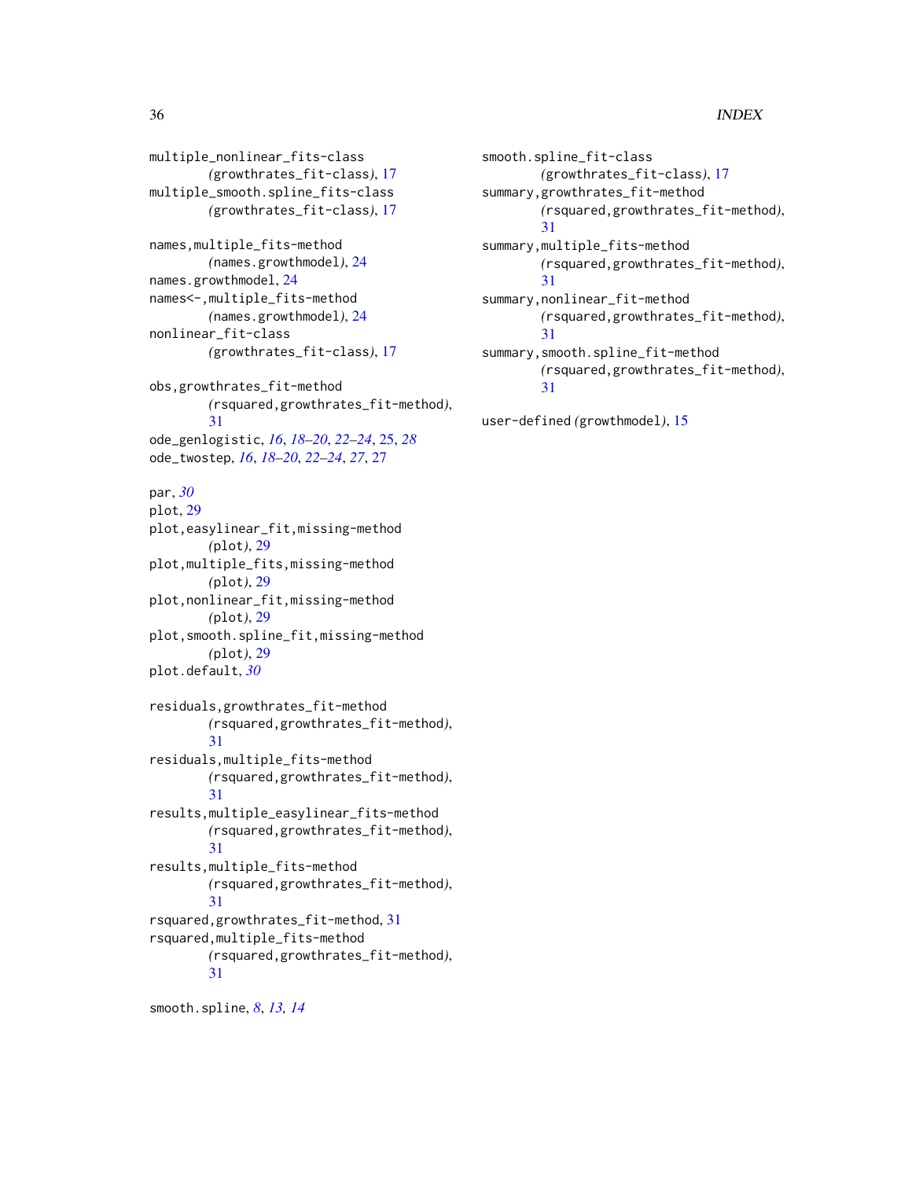multiple_nonlinear_fits-class
    *(*growthrates_fit-class*)*, 17
multiple_smooth.spline_fits-class
    *(*growthrates_fit-class*)*, 17

names,multiple_fits-method
    *(*names.growthmodel*)*, 24
names.growthmodel, 24
names<-,multiple_fits-method
    *(*names.growthmodel*)*, 24
nonlinear_fit-class
    *(*growthrates_fit-class*)*, 17

obs,growthrates_fit-method
    *(*rsquared,growthrates_fit-method*)*, 31
ode_genlogistic, *16*, *18–20*, *22–24*, 25, *28*
ode_twostep, *16*, *18–20*, *22–24*, *27*, 27

par, *30*
plot, 29
plot,easylinear_fit,missing-method
    *(*plot*)*, 29
plot,multiple_fits,missing-method
    *(*plot*)*, 29
plot,nonlinear_fit,missing-method
    *(*plot*)*, 29
plot,smooth.spline_fit,missing-method
    *(*plot*)*, 29
plot.default, *30*

residuals,growthrates_fit-method
    *(*rsquared,growthrates_fit-method*)*, 31
residuals,multiple_fits-method
    *(*rsquared,growthrates_fit-method*)*, 31
results,multiple_easylinear_fits-method
    *(*rsquared,growthrates_fit-method*)*, 31
results,multiple_fits-method
    *(*rsquared,growthrates_fit-method*)*, 31
rsquared,growthrates_fit-method, 31
rsquared,multiple_fits-method
    *(*rsquared,growthrates_fit-method*)*, 31

smooth.spline, *8*, *13*, *14*
smooth.spline_fit-class
    *(*growthrates_fit-class*)*, 17
summary,growthrates_fit-method
    *(*rsquared,growthrates_fit-method*)*, 31
summary,multiple_fits-method
    *(*rsquared,growthrates_fit-method*)*, 31
summary,nonlinear_fit-method
    *(*rsquared,growthrates_fit-method*)*, 31
summary,smooth.spline_fit-method
    *(*rsquared,growthrates_fit-method*)*, 31

user-defined *(*growthmodel*)*, 15